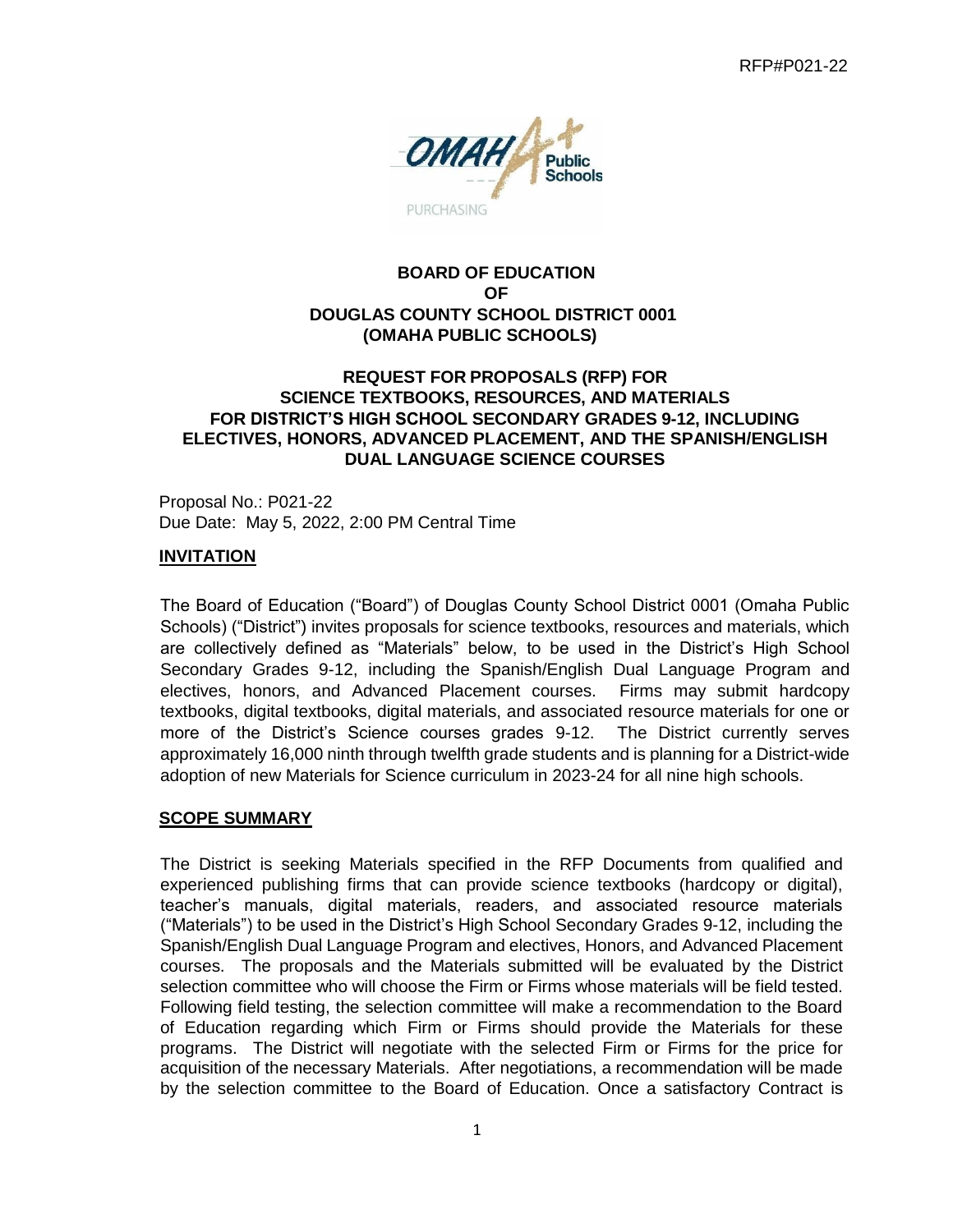RFP#P021-22

**BOARD OF EDUCATION**
**OF**
**DOUGLAS COUNTY SCHOOL DISTRICT 0001**
**(OMAHA PUBLIC SCHOOLS)**

**REQUEST FOR PROPOSALS (RFP) FOR**
**SCIENCE TEXTBOOKS, RESOURCES, AND MATERIALS**
**FOR DISTRICT'S HIGH SCHOOL SECONDARY GRADES 9-12, INCLUDING ELECTIVES, HONORS, ADVANCED PLACEMENT, AND THE SPANISH/ENGLISH DUAL LANGUAGE SCIENCE COURSES**

Proposal No.: P021-22
Due Date: May 5, 2022, 2:00 PM Central Time

## INVITATION

The Board of Education ("Board") of Douglas County School District 0001 (Omaha Public Schools) ("District") invites proposals for science textbooks, resources and materials, which are collectively defined as "Materials" below, to be used in the District's High School Secondary Grades 9-12, including the Spanish/English Dual Language Program and electives, honors, and Advanced Placement courses. Firms may submit hardcopy textbooks, digital textbooks, digital materials, and associated resource materials for one or more of the District's Science courses grades 9-12. The District currently serves approximately 16,000 ninth through twelfth grade students and is planning for a District-wide adoption of new Materials for Science curriculum in 2023-24 for all nine high schools.

## SCOPE SUMMARY

The District is seeking Materials specified in the RFP Documents from qualified and experienced publishing firms that can provide science textbooks (hardcopy or digital), teacher's manuals, digital materials, readers, and associated resource materials ("Materials") to be used in the District's High School Secondary Grades 9-12, including the Spanish/English Dual Language Program and electives, Honors, and Advanced Placement courses. The proposals and the Materials submitted will be evaluated by the District selection committee who will choose the Firm or Firms whose materials will be field tested. Following field testing, the selection committee will make a recommendation to the Board of Education regarding which Firm or Firms should provide the Materials for these programs. The District will negotiate with the selected Firm or Firms for the price for acquisition of the necessary Materials. After negotiations, a recommendation will be made by the selection committee to the Board of Education. Once a satisfactory Contract is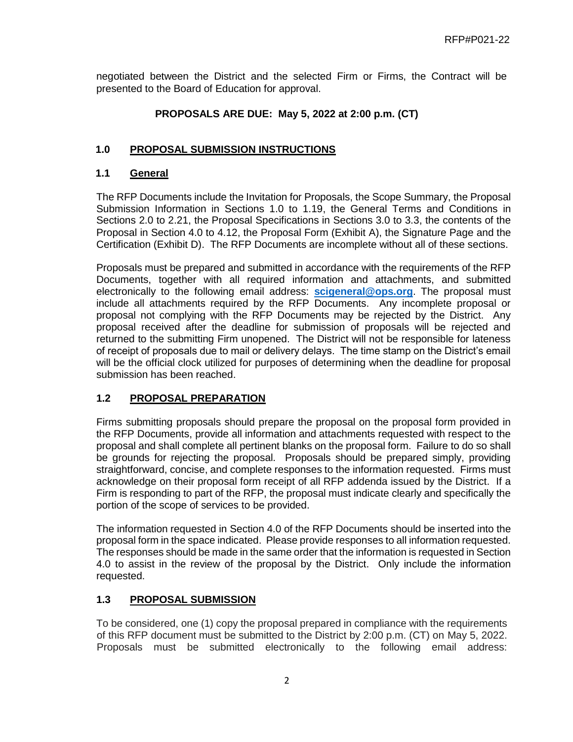negotiated between the District and the selected Firm or Firms, the Contract will be presented to the Board of Education for approval.

**PROPOSALS ARE DUE: May 5, 2022 at 2:00 p.m. (CT)**

## 1.0 PROPOSAL SUBMISSION INSTRUCTIONS

### 1.1 General

The RFP Documents include the Invitation for Proposals, the Scope Summary, the Proposal Submission Information in Sections 1.0 to 1.19, the General Terms and Conditions in Sections 2.0 to 2.21, the Proposal Specifications in Sections 3.0 to 3.3, the contents of the Proposal in Section 4.0 to 4.12, the Proposal Form (Exhibit A), the Signature Page and the Certification (Exhibit D). The RFP Documents are incomplete without all of these sections.

Proposals must be prepared and submitted in accordance with the requirements of the RFP Documents, together with all required information and attachments, and submitted electronically to the following email address: **scigeneral@ops.org**. The proposal must include all attachments required by the RFP Documents. Any incomplete proposal or proposal not complying with the RFP Documents may be rejected by the District. Any proposal received after the deadline for submission of proposals will be rejected and returned to the submitting Firm unopened. The District will not be responsible for lateness of receipt of proposals due to mail or delivery delays. The time stamp on the District's email will be the official clock utilized for purposes of determining when the deadline for proposal submission has been reached.

### 1.2 PROPOSAL PREPARATION

Firms submitting proposals should prepare the proposal on the proposal form provided in the RFP Documents, provide all information and attachments requested with respect to the proposal and shall complete all pertinent blanks on the proposal form. Failure to do so shall be grounds for rejecting the proposal. Proposals should be prepared simply, providing straightforward, concise, and complete responses to the information requested. Firms must acknowledge on their proposal form receipt of all RFP addenda issued by the District. If a Firm is responding to part of the RFP, the proposal must indicate clearly and specifically the portion of the scope of services to be provided.

The information requested in Section 4.0 of the RFP Documents should be inserted into the proposal form in the space indicated. Please provide responses to all information requested. The responses should be made in the same order that the information is requested in Section 4.0 to assist in the review of the proposal by the District. Only include the information requested.

### 1.3 PROPOSAL SUBMISSION

To be considered, one (1) copy the proposal prepared in compliance with the requirements of this RFP document must be submitted to the District by 2:00 p.m. (CT) on May 5, 2022. Proposals must be submitted electronically to the following email address: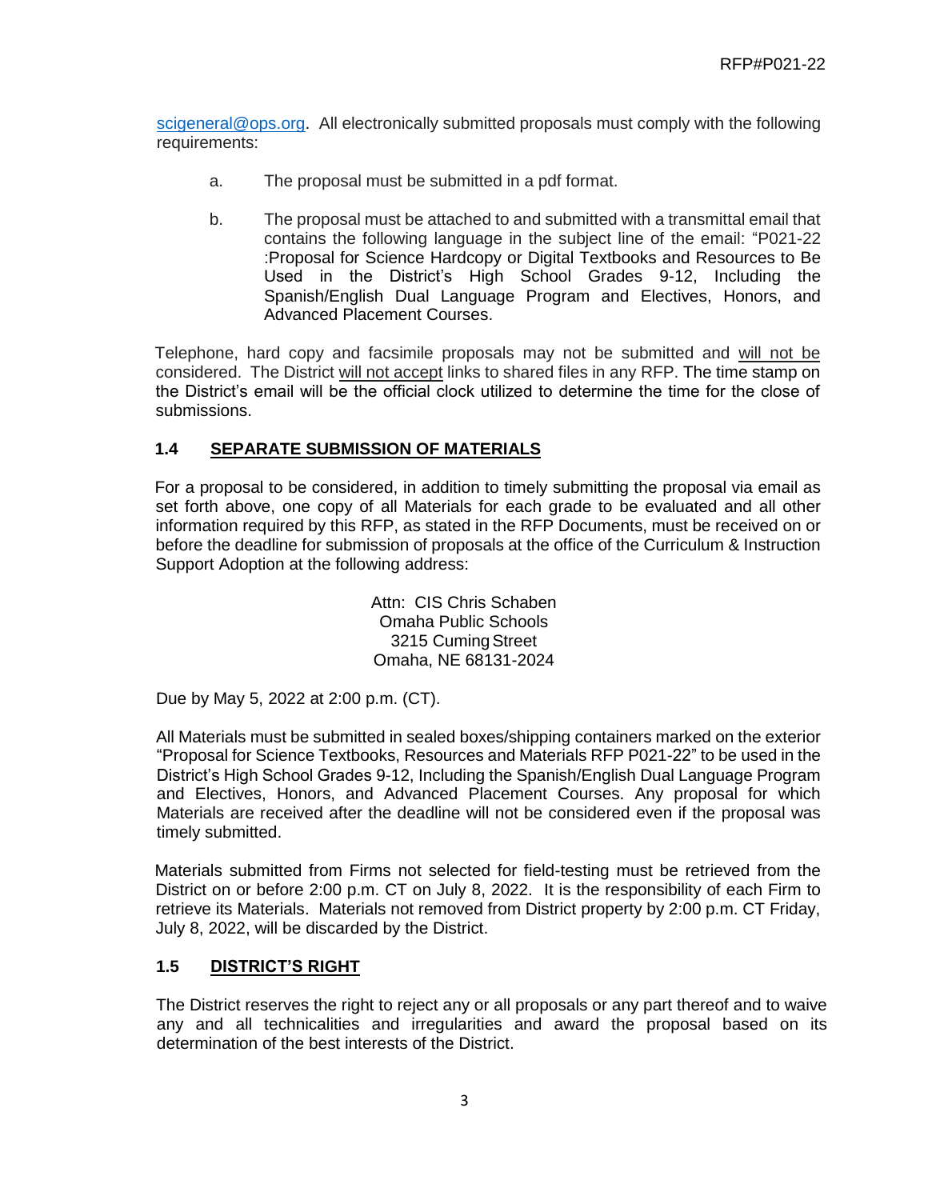scigeneral@ops.org. All electronically submitted proposals must comply with the following requirements:

a. The proposal must be submitted in a pdf format.

b. The proposal must be attached to and submitted with a transmittal email that contains the following language in the subject line of the email: "P021-22 :Proposal for Science Hardcopy or Digital Textbooks and Resources to Be Used in the District's High School Grades 9-12, Including the Spanish/English Dual Language Program and Electives, Honors, and Advanced Placement Courses.

Telephone, hard copy and facsimile proposals may not be submitted and <u>will not be</u> considered. The District <u>will not accept</u> links to shared files in any RFP. The time stamp on the District's email will be the official clock utilized to determine the time for the close of submissions.

## 1.4 SEPARATE SUBMISSION OF MATERIALS

For a proposal to be considered, in addition to timely submitting the proposal via email as set forth above, one copy of all Materials for each grade to be evaluated and all other information required by this RFP, as stated in the RFP Documents, must be received on or before the deadline for submission of proposals at the office of the Curriculum & Instruction Support Adoption at the following address:

Attn: CIS Chris Schaben
Omaha Public Schools
3215 Cuming Street
Omaha, NE 68131-2024

Due by May 5, 2022 at 2:00 p.m. (CT).

All Materials must be submitted in sealed boxes/shipping containers marked on the exterior "Proposal for Science Textbooks, Resources and Materials RFP P021-22" to be used in the District's High School Grades 9-12, Including the Spanish/English Dual Language Program and Electives, Honors, and Advanced Placement Courses. Any proposal for which Materials are received after the deadline will not be considered even if the proposal was timely submitted.

Materials submitted from Firms not selected for field-testing must be retrieved from the District on or before 2:00 p.m. CT on July 8, 2022. It is the responsibility of each Firm to retrieve its Materials. Materials not removed from District property by 2:00 p.m. CT Friday, July 8, 2022, will be discarded by the District.

## 1.5 DISTRICT'S RIGHT

The District reserves the right to reject any or all proposals or any part thereof and to waive any and all technicalities and irregularities and award the proposal based on its determination of the best interests of the District.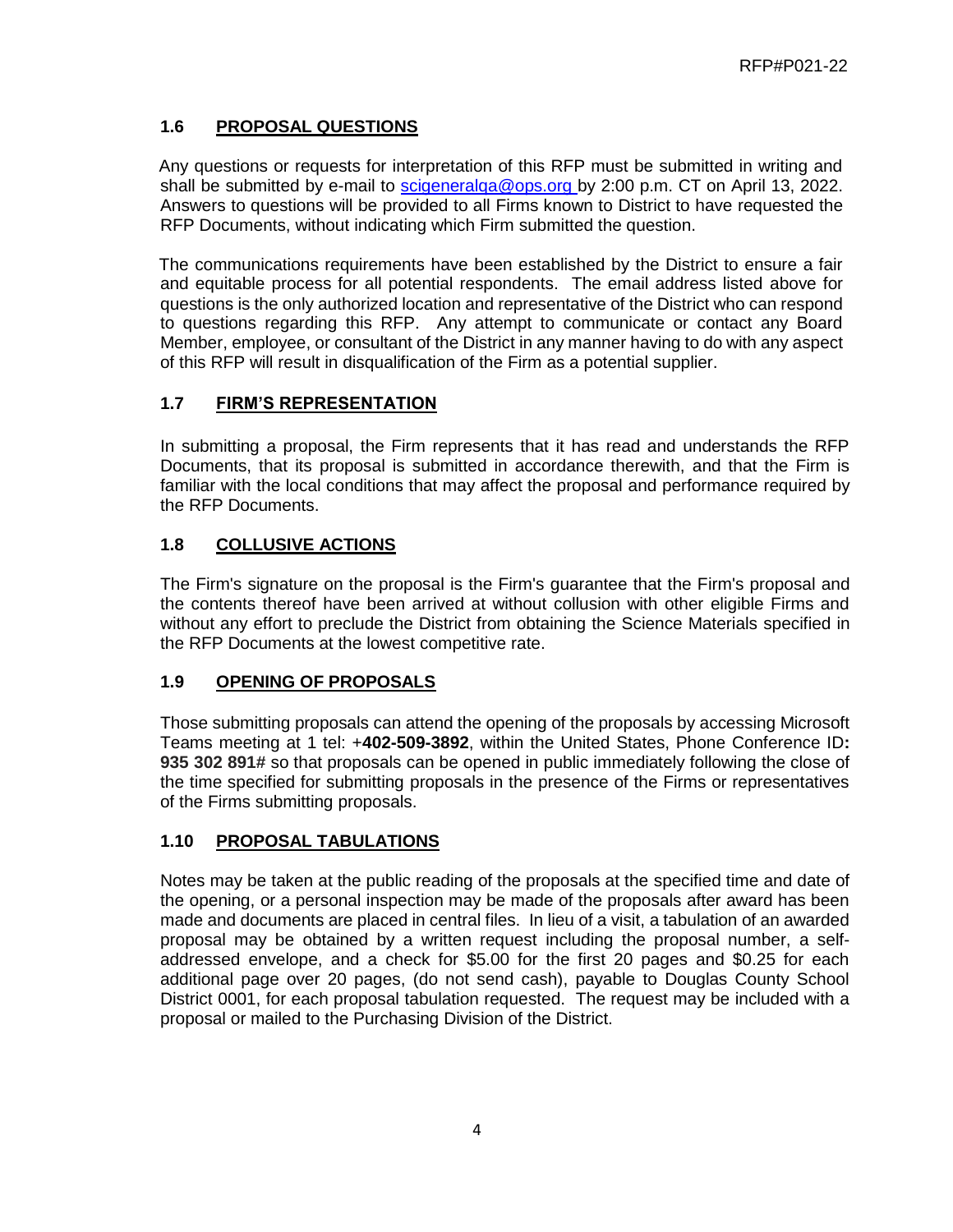### 1.6 PROPOSAL QUESTIONS

Any questions or requests for interpretation of this RFP must be submitted in writing and shall be submitted by e-mail to scigeneralqa@ops.org by 2:00 p.m. CT on April 13, 2022. Answers to questions will be provided to all Firms known to District to have requested the RFP Documents, without indicating which Firm submitted the question.

The communications requirements have been established by the District to ensure a fair and equitable process for all potential respondents. The email address listed above for questions is the only authorized location and representative of the District who can respond to questions regarding this RFP. Any attempt to communicate or contact any Board Member, employee, or consultant of the District in any manner having to do with any aspect of this RFP will result in disqualification of the Firm as a potential supplier.

### 1.7 FIRM'S REPRESENTATION

In submitting a proposal, the Firm represents that it has read and understands the RFP Documents, that its proposal is submitted in accordance therewith, and that the Firm is familiar with the local conditions that may affect the proposal and performance required by the RFP Documents.

### 1.8 COLLUSIVE ACTIONS

The Firm's signature on the proposal is the Firm's guarantee that the Firm's proposal and the contents thereof have been arrived at without collusion with other eligible Firms and without any effort to preclude the District from obtaining the Science Materials specified in the RFP Documents at the lowest competitive rate.

### 1.9 OPENING OF PROPOSALS

Those submitting proposals can attend the opening of the proposals by accessing Microsoft Teams meeting at 1 tel: +**402-509-3892**, within the United States, Phone Conference ID**: 935 302 891**# so that proposals can be opened in public immediately following the close of the time specified for submitting proposals in the presence of the Firms or representatives of the Firms submitting proposals.

### 1.10 PROPOSAL TABULATIONS

Notes may be taken at the public reading of the proposals at the specified time and date of the opening, or a personal inspection may be made of the proposals after award has been made and documents are placed in central files. In lieu of a visit, a tabulation of an awarded proposal may be obtained by a written request including the proposal number, a self-addressed envelope, and a check for $5.00 for the first 20 pages and $0.25 for each additional page over 20 pages, (do not send cash), payable to Douglas County School District 0001, for each proposal tabulation requested. The request may be included with a proposal or mailed to the Purchasing Division of the District.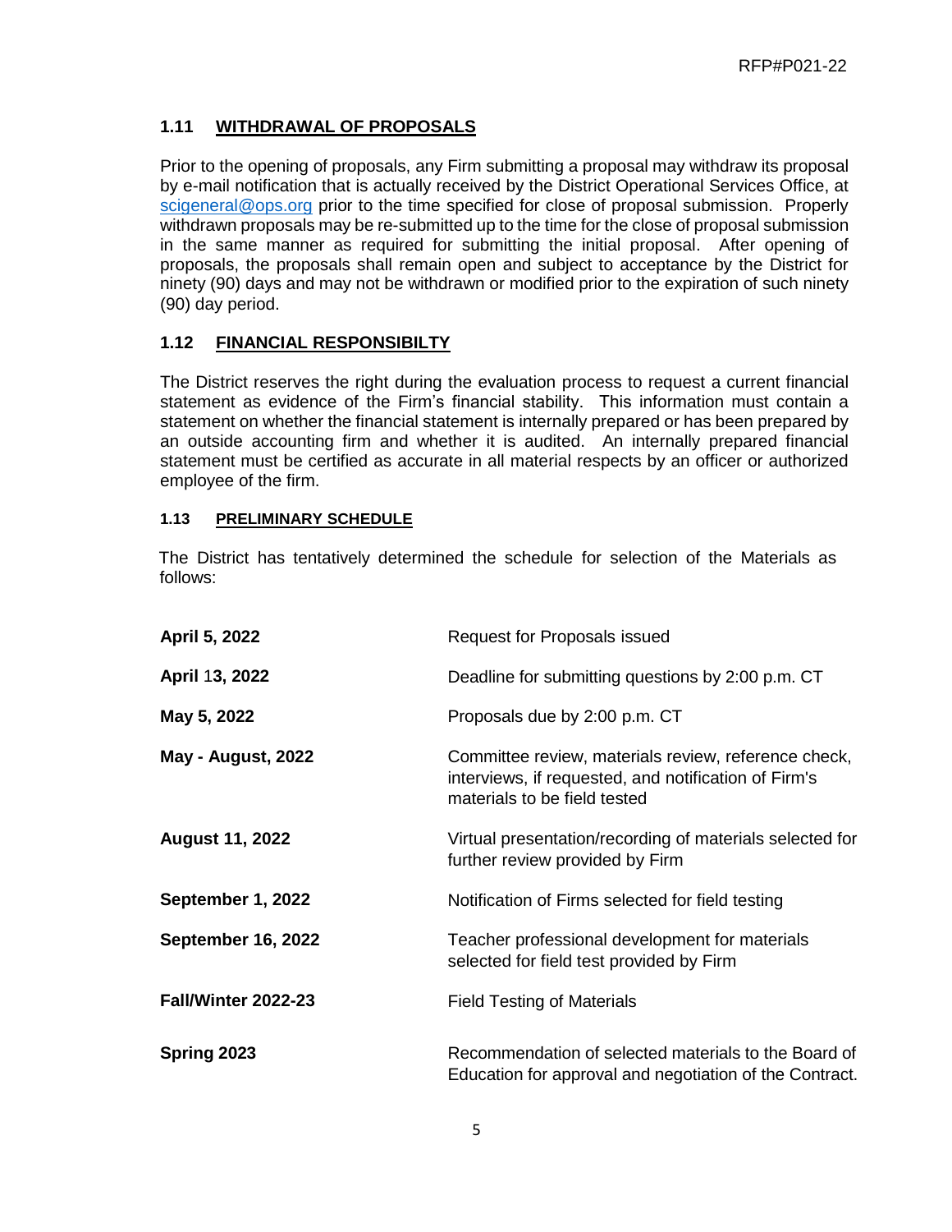## 1.11 WITHDRAWAL OF PROPOSALS

Prior to the opening of proposals, any Firm submitting a proposal may withdraw its proposal by e-mail notification that is actually received by the District Operational Services Office, at scigeneral@ops.org prior to the time specified for close of proposal submission. Properly withdrawn proposals may be re-submitted up to the time for the close of proposal submission in the same manner as required for submitting the initial proposal. After opening of proposals, the proposals shall remain open and subject to acceptance by the District for ninety (90) days and may not be withdrawn or modified prior to the expiration of such ninety (90) day period.

## 1.12 FINANCIAL RESPONSIBILTY

The District reserves the right during the evaluation process to request a current financial statement as evidence of the Firm's financial stability. This information must contain a statement on whether the financial statement is internally prepared or has been prepared by an outside accounting firm and whether it is audited. An internally prepared financial statement must be certified as accurate in all material respects by an officer or authorized employee of the firm.

## 1.13 PRELIMINARY SCHEDULE

The District has tentatively determined the schedule for selection of the Materials as follows:

| | |
|---|---|
| **April 5, 2022** | Request for Proposals issued |
| **April 13, 2022** | Deadline for submitting questions by 2:00 p.m. CT |
| **May 5, 2022** | Proposals due by 2:00 p.m. CT |
| **May - August, 2022** | Committee review, materials review, reference check, interviews, if requested, and notification of Firm's materials to be field tested |
| **August 11, 2022** | Virtual presentation/recording of materials selected for further review provided by Firm |
| **September 1, 2022** | Notification of Firms selected for field testing |
| **September 16, 2022** | Teacher professional development for materials selected for field test provided by Firm |
| **Fall/Winter 2022-23** | Field Testing of Materials |
| **Spring 2023** | Recommendation of selected materials to the Board of Education for approval and negotiation of the Contract. |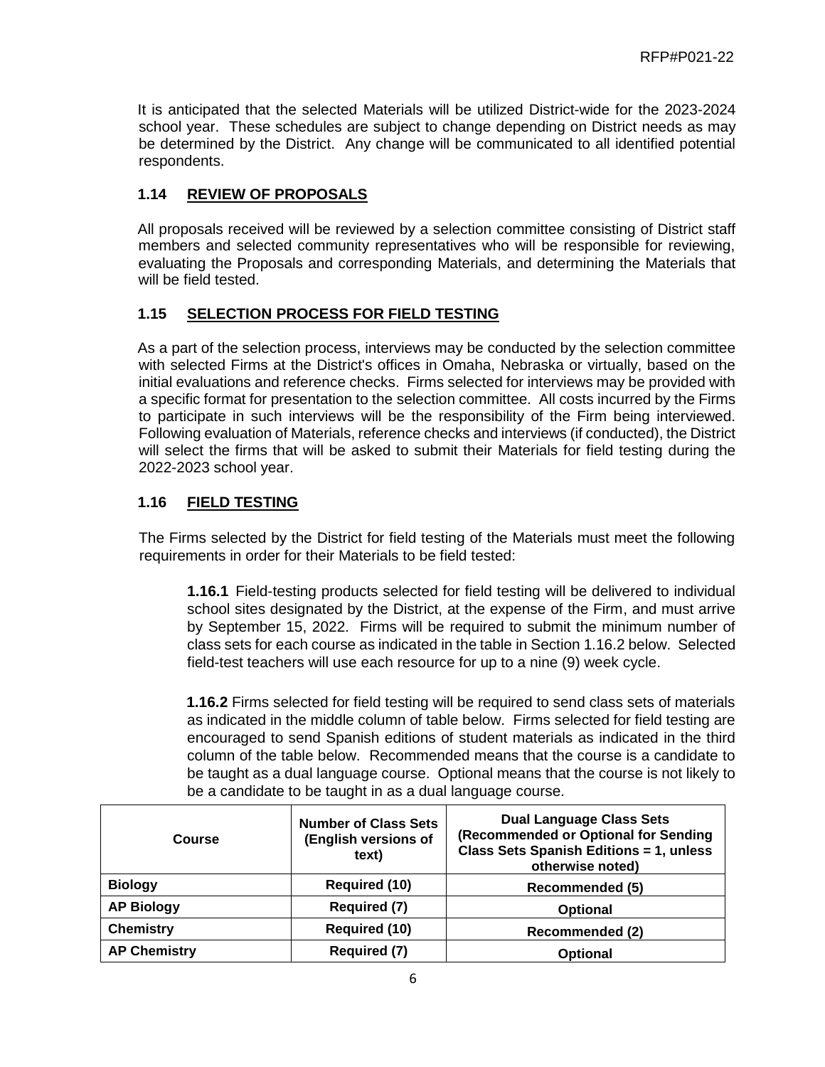It is anticipated that the selected Materials will be utilized District-wide for the 2023-2024 school year. These schedules are subject to change depending on District needs as may be determined by the District. Any change will be communicated to all identified potential respondents.

## 1.14 REVIEW OF PROPOSALS

All proposals received will be reviewed by a selection committee consisting of District staff members and selected community representatives who will be responsible for reviewing, evaluating the Proposals and corresponding Materials, and determining the Materials that will be field tested.

## 1.15 SELECTION PROCESS FOR FIELD TESTING

As a part of the selection process, interviews may be conducted by the selection committee with selected Firms at the District's offices in Omaha, Nebraska or virtually, based on the initial evaluations and reference checks. Firms selected for interviews may be provided with a specific format for presentation to the selection committee. All costs incurred by the Firms to participate in such interviews will be the responsibility of the Firm being interviewed. Following evaluation of Materials, reference checks and interviews (if conducted), the District will select the firms that will be asked to submit their Materials for field testing during the 2022-2023 school year.

## 1.16 FIELD TESTING

The Firms selected by the District for field testing of the Materials must meet the following requirements in order for their Materials to be field tested:

**1.16.1** Field-testing products selected for field testing will be delivered to individual school sites designated by the District, at the expense of the Firm, and must arrive by September 15, 2022. Firms will be required to submit the minimum number of class sets for each course as indicated in the table in Section 1.16.2 below. Selected field-test teachers will use each resource for up to a nine (9) week cycle.

**1.16.2** Firms selected for field testing will be required to send class sets of materials as indicated in the middle column of table below. Firms selected for field testing are encouraged to send Spanish editions of student materials as indicated in the third column of the table below. Recommended means that the course is a candidate to be taught as a dual language course. Optional means that the course is not likely to be a candidate to be taught in as a dual language course.

| Course | Number of Class Sets (English versions of text) | Dual Language Class Sets (Recommended or Optional for Sending Class Sets Spanish Editions = 1, unless otherwise noted) |
|---|---|---|
| **Biology** | **Required (10)** | **Recommended (5)** |
| **AP Biology** | **Required (7)** | **Optional** |
| **Chemistry** | **Required (10)** | **Recommended (2)** |
| **AP Chemistry** | **Required (7)** | **Optional** |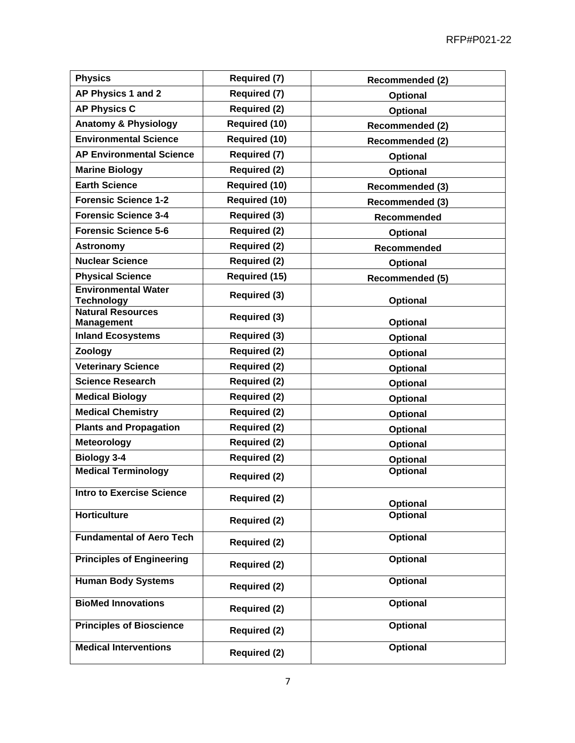| **Physics** | **Required (7)** | **Recommended (2)** |
|---|---|---|
| **AP Physics 1 and 2** | **Required (7)** | **Optional** |
| **AP Physics C** | **Required (2)** | **Optional** |
| **Anatomy & Physiology** | **Required (10)** | **Recommended (2)** |
| **Environmental Science** | **Required (10)** | **Recommended (2)** |
| **AP Environmental Science** | **Required (7)** | **Optional** |
| **Marine Biology** | **Required (2)** | **Optional** |
| **Earth Science** | **Required (10)** | **Recommended (3)** |
| **Forensic Science 1-2** | **Required (10)** | **Recommended (3)** |
| **Forensic Science 3-4** | **Required (3)** | **Recommended** |
| **Forensic Science 5-6** | **Required (2)** | **Optional** |
| **Astronomy** | **Required (2)** | **Recommended** |
| **Nuclear Science** | **Required (2)** | **Optional** |
| **Physical Science** | **Required (15)** | **Recommended (5)** |
| **Environmental Water Technology** | **Required (3)** | **Optional** |
| **Natural Resources Management** | **Required (3)** | **Optional** |
| **Inland Ecosystems** | **Required (3)** | **Optional** |
| **Zoology** | **Required (2)** | **Optional** |
| **Veterinary Science** | **Required (2)** | **Optional** |
| **Science Research** | **Required (2)** | **Optional** |
| **Medical Biology** | **Required (2)** | **Optional** |
| **Medical Chemistry** | **Required (2)** | **Optional** |
| **Plants and Propagation** | **Required (2)** | **Optional** |
| **Meteorology** | **Required (2)** | **Optional** |
| **Biology 3-4** | **Required (2)** | **Optional** |
| **Medical Terminology** | **Required (2)** | **Optional** |
| **Intro to Exercise Science** | **Required (2)** | **Optional** |
| **Horticulture** | **Required (2)** | **Optional** |
| **Fundamental of Aero Tech** | **Required (2)** | **Optional** |
| **Principles of Engineering** | **Required (2)** | **Optional** |
| **Human Body Systems** | **Required (2)** | **Optional** |
| **BioMed Innovations** | **Required (2)** | **Optional** |
| **Principles of Bioscience** | **Required (2)** | **Optional** |
| **Medical Interventions** | **Required (2)** | **Optional** |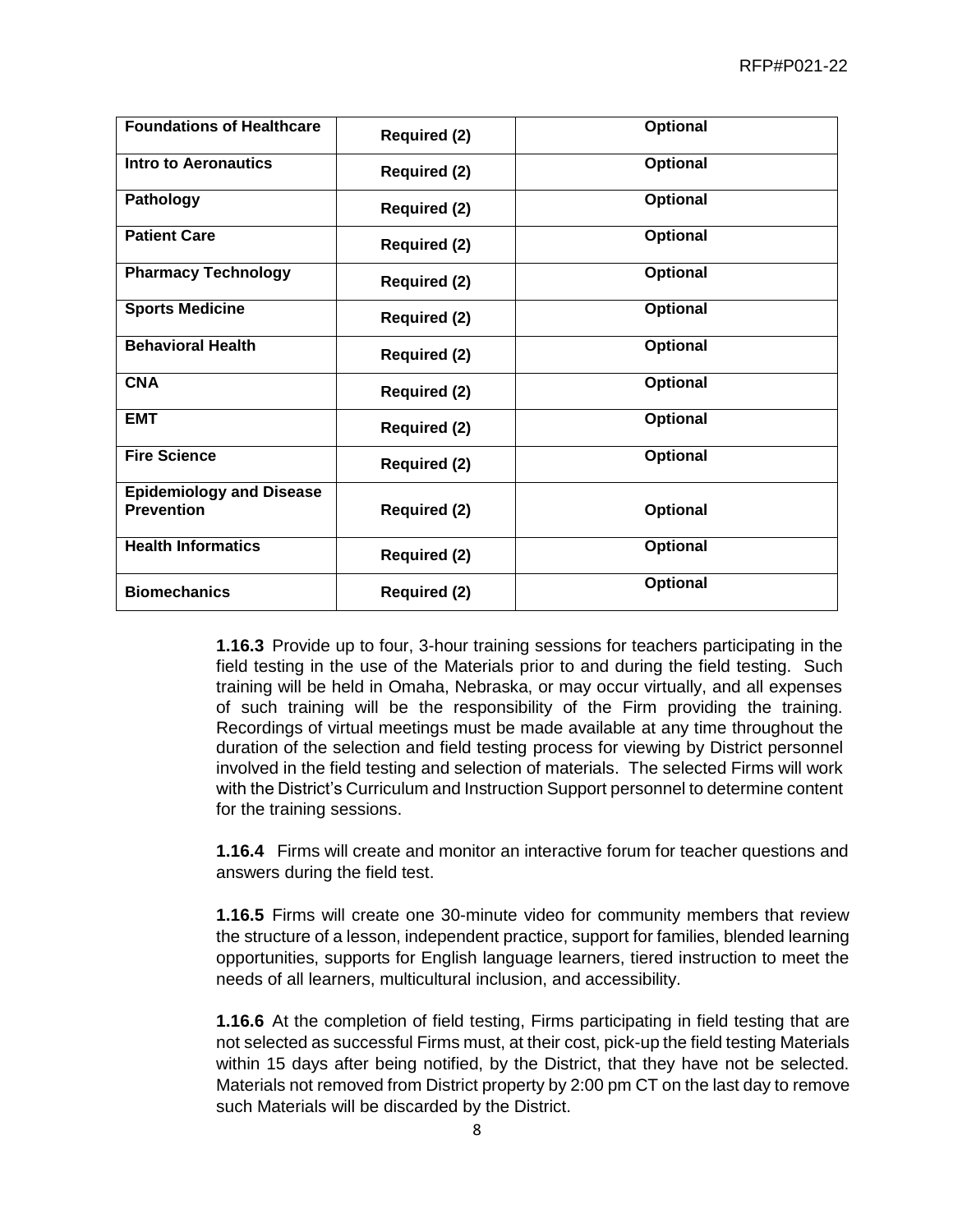| Foundations of Healthcare | Required (2) | Optional |
|---|---|---|
| Intro to Aeronautics | Required (2) | Optional |
| Pathology | Required (2) | Optional |
| Patient Care | Required (2) | Optional |
| Pharmacy Technology | Required (2) | Optional |
| Sports Medicine | Required (2) | Optional |
| Behavioral Health | Required (2) | Optional |
| CNA | Required (2) | Optional |
| EMT | Required (2) | Optional |
| Fire Science | Required (2) | Optional |
| Epidemiology and Disease Prevention | Required (2) | Optional |
| Health Informatics | Required (2) | Optional |
| Biomechanics | Required (2) | Optional |

**1.16.3** Provide up to four, 3-hour training sessions for teachers participating in the field testing in the use of the Materials prior to and during the field testing. Such training will be held in Omaha, Nebraska, or may occur virtually, and all expenses of such training will be the responsibility of the Firm providing the training. Recordings of virtual meetings must be made available at any time throughout the duration of the selection and field testing process for viewing by District personnel involved in the field testing and selection of materials. The selected Firms will work with the District's Curriculum and Instruction Support personnel to determine content for the training sessions.

**1.16.4** Firms will create and monitor an interactive forum for teacher questions and answers during the field test.

**1.16.5** Firms will create one 30-minute video for community members that review the structure of a lesson, independent practice, support for families, blended learning opportunities, supports for English language learners, tiered instruction to meet the needs of all learners, multicultural inclusion, and accessibility.

**1.16.6** At the completion of field testing, Firms participating in field testing that are not selected as successful Firms must, at their cost, pick-up the field testing Materials within 15 days after being notified, by the District, that they have not be selected. Materials not removed from District property by 2:00 pm CT on the last day to remove such Materials will be discarded by the District.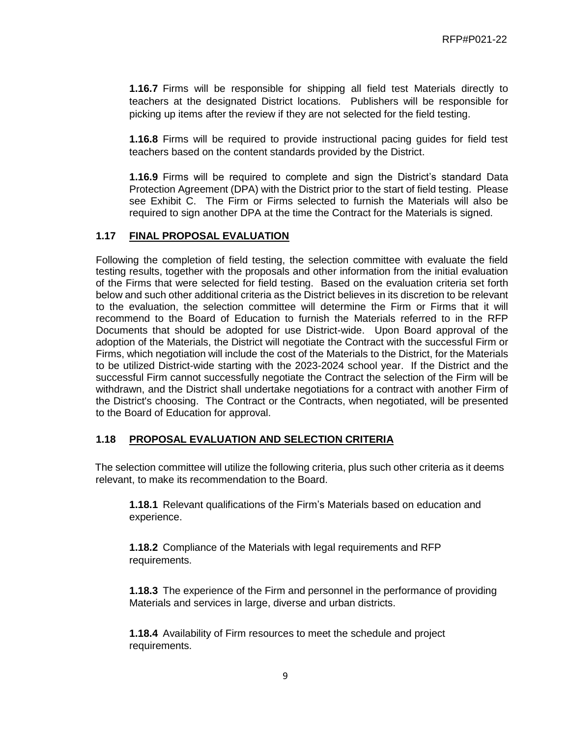**1.16.7** Firms will be responsible for shipping all field test Materials directly to teachers at the designated District locations. Publishers will be responsible for picking up items after the review if they are not selected for the field testing.

**1.16.8** Firms will be required to provide instructional pacing guides for field test teachers based on the content standards provided by the District.

**1.16.9** Firms will be required to complete and sign the District's standard Data Protection Agreement (DPA) with the District prior to the start of field testing. Please see Exhibit C. The Firm or Firms selected to furnish the Materials will also be required to sign another DPA at the time the Contract for the Materials is signed.

## 1.17 FINAL PROPOSAL EVALUATION

Following the completion of field testing, the selection committee with evaluate the field testing results, together with the proposals and other information from the initial evaluation of the Firms that were selected for field testing. Based on the evaluation criteria set forth below and such other additional criteria as the District believes in its discretion to be relevant to the evaluation, the selection committee will determine the Firm or Firms that it will recommend to the Board of Education to furnish the Materials referred to in the RFP Documents that should be adopted for use District-wide. Upon Board approval of the adoption of the Materials, the District will negotiate the Contract with the successful Firm or Firms, which negotiation will include the cost of the Materials to the District, for the Materials to be utilized District-wide starting with the 2023-2024 school year. If the District and the successful Firm cannot successfully negotiate the Contract the selection of the Firm will be withdrawn, and the District shall undertake negotiations for a contract with another Firm of the District's choosing. The Contract or the Contracts, when negotiated, will be presented to the Board of Education for approval.

## 1.18 PROPOSAL EVALUATION AND SELECTION CRITERIA

The selection committee will utilize the following criteria, plus such other criteria as it deems relevant, to make its recommendation to the Board.

**1.18.1** Relevant qualifications of the Firm's Materials based on education and experience.

**1.18.2** Compliance of the Materials with legal requirements and RFP requirements.

**1.18.3** The experience of the Firm and personnel in the performance of providing Materials and services in large, diverse and urban districts.

**1.18.4** Availability of Firm resources to meet the schedule and project requirements.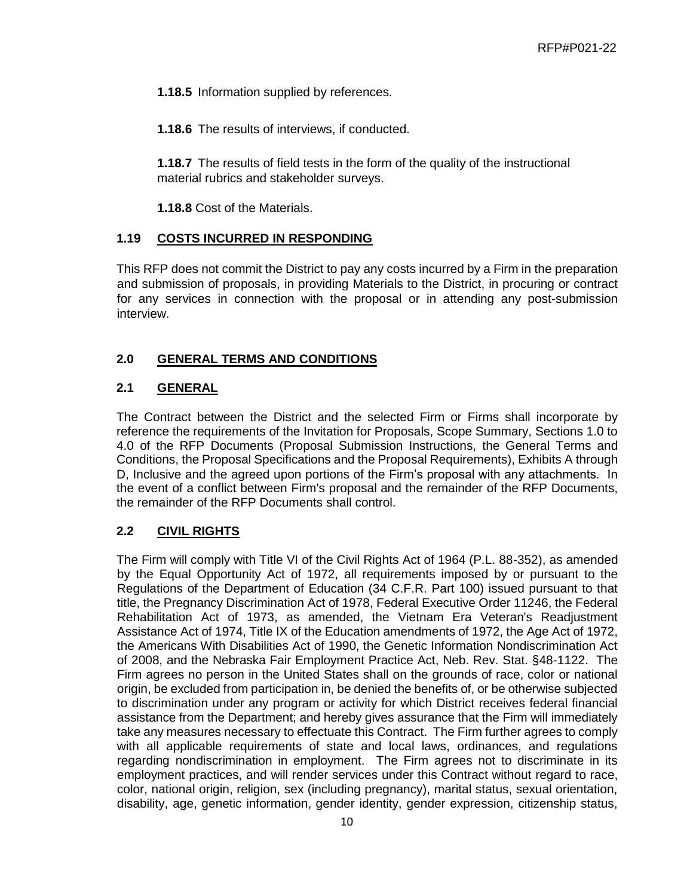**1.18.5** Information supplied by references.

**1.18.6** The results of interviews, if conducted.

**1.18.7** The results of field tests in the form of the quality of the instructional material rubrics and stakeholder surveys.

**1.18.8** Cost of the Materials.

## 1.19 COSTS INCURRED IN RESPONDING

This RFP does not commit the District to pay any costs incurred by a Firm in the preparation and submission of proposals, in providing Materials to the District, in procuring or contract for any services in connection with the proposal or in attending any post-submission interview.

# 2.0 GENERAL TERMS AND CONDITIONS

## 2.1 GENERAL

The Contract between the District and the selected Firm or Firms shall incorporate by reference the requirements of the Invitation for Proposals, Scope Summary, Sections 1.0 to 4.0 of the RFP Documents (Proposal Submission Instructions, the General Terms and Conditions, the Proposal Specifications and the Proposal Requirements), Exhibits A through D, Inclusive and the agreed upon portions of the Firm's proposal with any attachments. In the event of a conflict between Firm's proposal and the remainder of the RFP Documents, the remainder of the RFP Documents shall control.

## 2.2 CIVIL RIGHTS

The Firm will comply with Title VI of the Civil Rights Act of 1964 (P.L. 88-352), as amended by the Equal Opportunity Act of 1972, all requirements imposed by or pursuant to the Regulations of the Department of Education (34 C.F.R. Part 100) issued pursuant to that title, the Pregnancy Discrimination Act of 1978, Federal Executive Order 11246, the Federal Rehabilitation Act of 1973, as amended, the Vietnam Era Veteran's Readjustment Assistance Act of 1974, Title IX of the Education amendments of 1972, the Age Act of 1972, the Americans With Disabilities Act of 1990, the Genetic Information Nondiscrimination Act of 2008, and the Nebraska Fair Employment Practice Act, Neb. Rev. Stat. §48-1122. The Firm agrees no person in the United States shall on the grounds of race, color or national origin, be excluded from participation in, be denied the benefits of, or be otherwise subjected to discrimination under any program or activity for which District receives federal financial assistance from the Department; and hereby gives assurance that the Firm will immediately take any measures necessary to effectuate this Contract. The Firm further agrees to comply with all applicable requirements of state and local laws, ordinances, and regulations regarding nondiscrimination in employment. The Firm agrees not to discriminate in its employment practices, and will render services under this Contract without regard to race, color, national origin, religion, sex (including pregnancy), marital status, sexual orientation, disability, age, genetic information, gender identity, gender expression, citizenship status,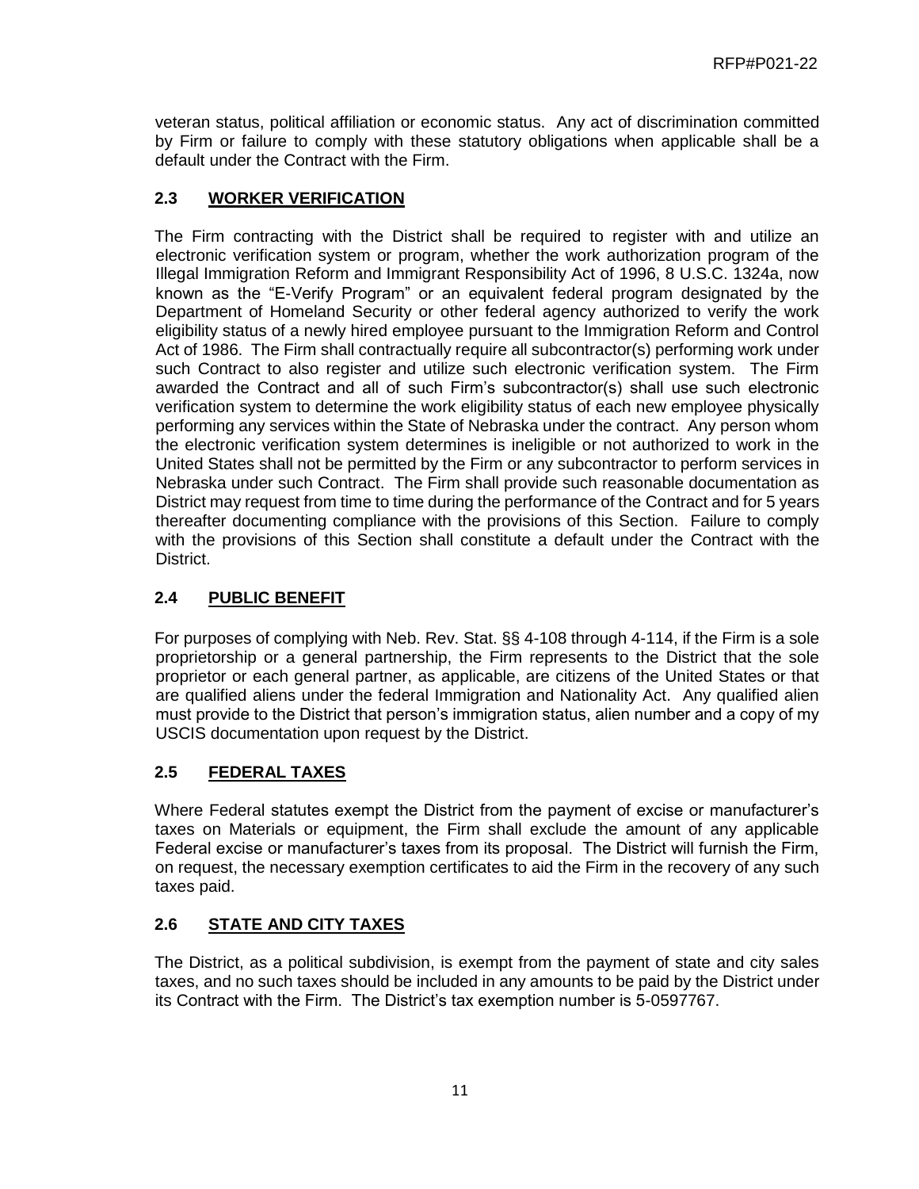veteran status, political affiliation or economic status. Any act of discrimination committed by Firm or failure to comply with these statutory obligations when applicable shall be a default under the Contract with the Firm.

## 2.3 WORKER VERIFICATION

The Firm contracting with the District shall be required to register with and utilize an electronic verification system or program, whether the work authorization program of the Illegal Immigration Reform and Immigrant Responsibility Act of 1996, 8 U.S.C. 1324a, now known as the "E-Verify Program" or an equivalent federal program designated by the Department of Homeland Security or other federal agency authorized to verify the work eligibility status of a newly hired employee pursuant to the Immigration Reform and Control Act of 1986. The Firm shall contractually require all subcontractor(s) performing work under such Contract to also register and utilize such electronic verification system. The Firm awarded the Contract and all of such Firm's subcontractor(s) shall use such electronic verification system to determine the work eligibility status of each new employee physically performing any services within the State of Nebraska under the contract. Any person whom the electronic verification system determines is ineligible or not authorized to work in the United States shall not be permitted by the Firm or any subcontractor to perform services in Nebraska under such Contract. The Firm shall provide such reasonable documentation as District may request from time to time during the performance of the Contract and for 5 years thereafter documenting compliance with the provisions of this Section. Failure to comply with the provisions of this Section shall constitute a default under the Contract with the District.

## 2.4 PUBLIC BENEFIT

For purposes of complying with Neb. Rev. Stat. §§ 4-108 through 4-114, if the Firm is a sole proprietorship or a general partnership, the Firm represents to the District that the sole proprietor or each general partner, as applicable, are citizens of the United States or that are qualified aliens under the federal Immigration and Nationality Act. Any qualified alien must provide to the District that person's immigration status, alien number and a copy of my USCIS documentation upon request by the District.

## 2.5 FEDERAL TAXES

Where Federal statutes exempt the District from the payment of excise or manufacturer's taxes on Materials or equipment, the Firm shall exclude the amount of any applicable Federal excise or manufacturer's taxes from its proposal. The District will furnish the Firm, on request, the necessary exemption certificates to aid the Firm in the recovery of any such taxes paid.

## 2.6 STATE AND CITY TAXES

The District, as a political subdivision, is exempt from the payment of state and city sales taxes, and no such taxes should be included in any amounts to be paid by the District under its Contract with the Firm. The District's tax exemption number is 5-0597767.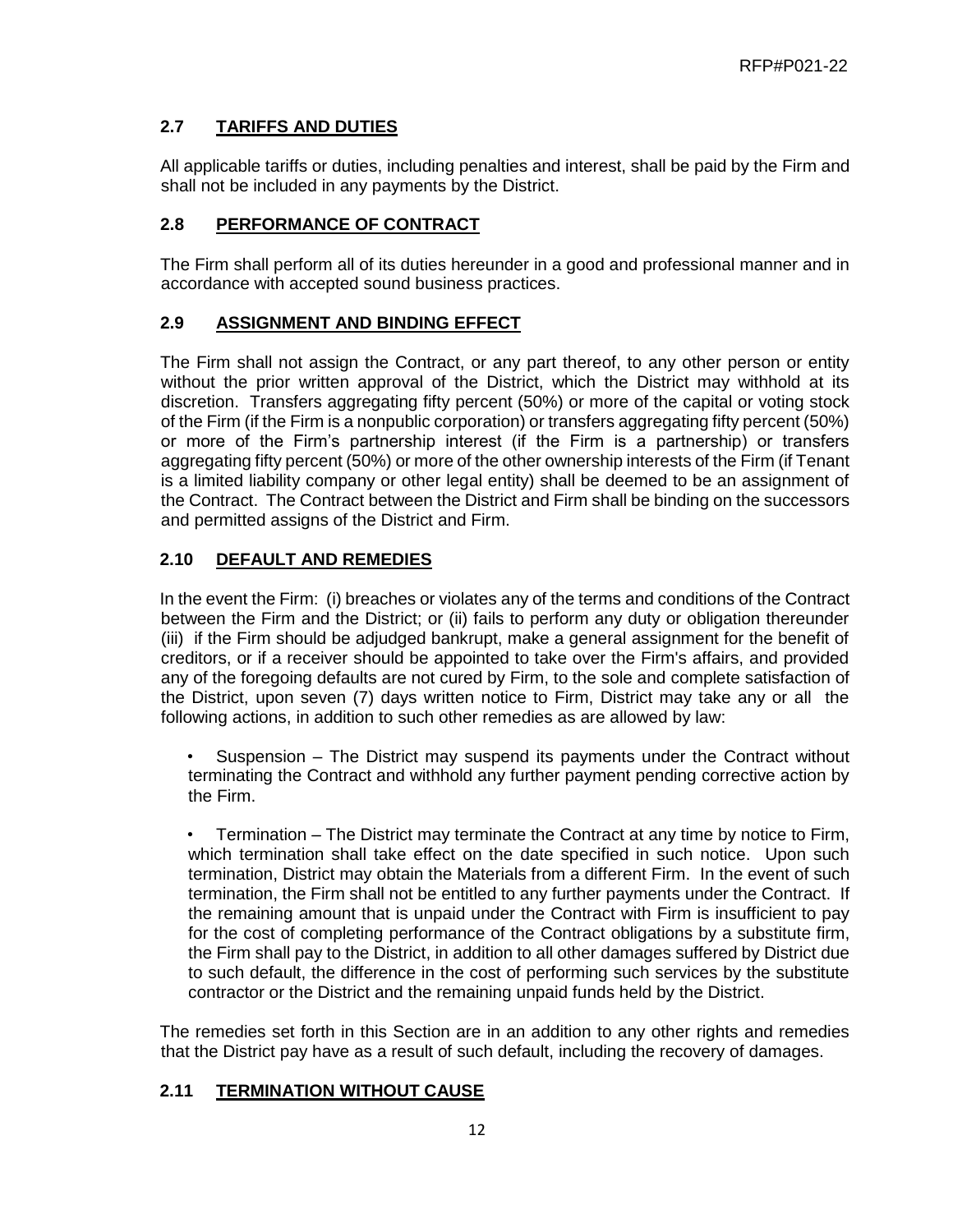## 2.7 TARIFFS AND DUTIES

All applicable tariffs or duties, including penalties and interest, shall be paid by the Firm and shall not be included in any payments by the District.

## 2.8 PERFORMANCE OF CONTRACT

The Firm shall perform all of its duties hereunder in a good and professional manner and in accordance with accepted sound business practices.

## 2.9 ASSIGNMENT AND BINDING EFFECT

The Firm shall not assign the Contract, or any part thereof, to any other person or entity without the prior written approval of the District, which the District may withhold at its discretion. Transfers aggregating fifty percent (50%) or more of the capital or voting stock of the Firm (if the Firm is a nonpublic corporation) or transfers aggregating fifty percent (50%) or more of the Firm's partnership interest (if the Firm is a partnership) or transfers aggregating fifty percent (50%) or more of the other ownership interests of the Firm (if Tenant is a limited liability company or other legal entity) shall be deemed to be an assignment of the Contract. The Contract between the District and Firm shall be binding on the successors and permitted assigns of the District and Firm.

## 2.10 DEFAULT AND REMEDIES

In the event the Firm: (i) breaches or violates any of the terms and conditions of the Contract between the Firm and the District; or (ii) fails to perform any duty or obligation thereunder (iii) if the Firm should be adjudged bankrupt, make a general assignment for the benefit of creditors, or if a receiver should be appointed to take over the Firm's affairs, and provided any of the foregoing defaults are not cured by Firm, to the sole and complete satisfaction of the District, upon seven (7) days written notice to Firm, District may take any or all the following actions, in addition to such other remedies as are allowed by law:

- Suspension – The District may suspend its payments under the Contract without terminating the Contract and withhold any further payment pending corrective action by the Firm.

- Termination – The District may terminate the Contract at any time by notice to Firm, which termination shall take effect on the date specified in such notice. Upon such termination, District may obtain the Materials from a different Firm. In the event of such termination, the Firm shall not be entitled to any further payments under the Contract. If the remaining amount that is unpaid under the Contract with Firm is insufficient to pay for the cost of completing performance of the Contract obligations by a substitute firm, the Firm shall pay to the District, in addition to all other damages suffered by District due to such default, the difference in the cost of performing such services by the substitute contractor or the District and the remaining unpaid funds held by the District.

The remedies set forth in this Section are in an addition to any other rights and remedies that the District pay have as a result of such default, including the recovery of damages.

## 2.11 TERMINATION WITHOUT CAUSE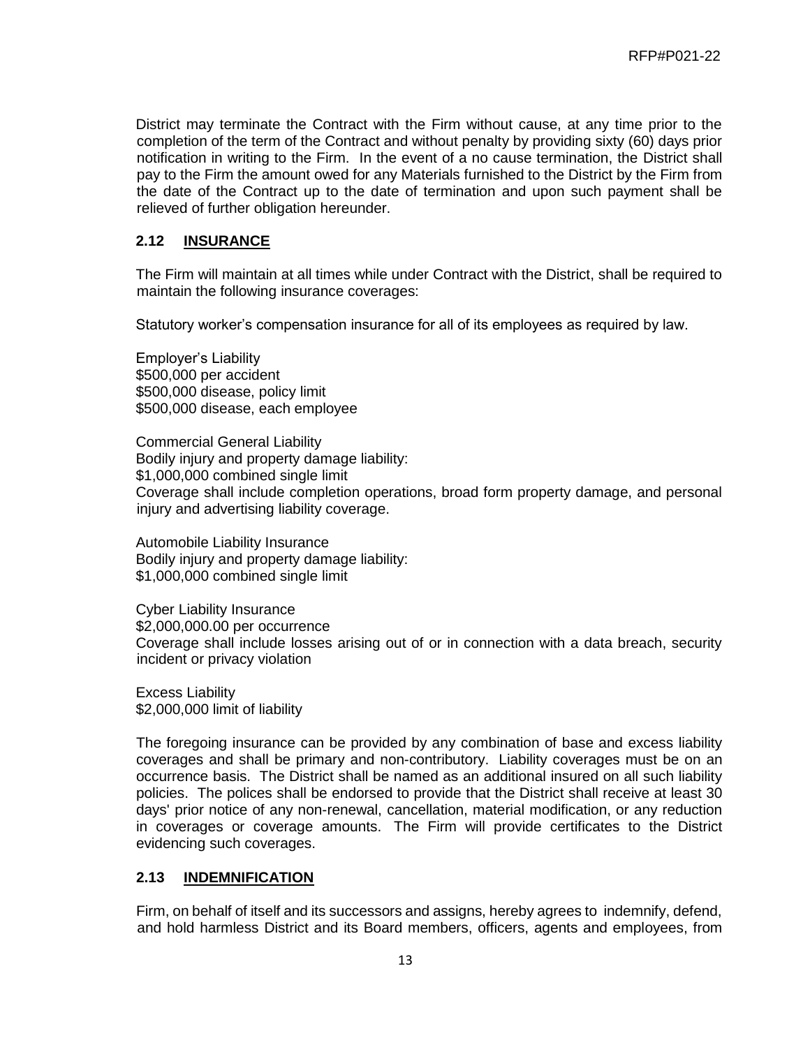District may terminate the Contract with the Firm without cause, at any time prior to the completion of the term of the Contract and without penalty by providing sixty (60) days prior notification in writing to the Firm. In the event of a no cause termination, the District shall pay to the Firm the amount owed for any Materials furnished to the District by the Firm from the date of the Contract up to the date of termination and upon such payment shall be relieved of further obligation hereunder.

## 2.12 INSURANCE

The Firm will maintain at all times while under Contract with the District, shall be required to maintain the following insurance coverages:

Statutory worker's compensation insurance for all of its employees as required by law.

Employer's Liability
$500,000 per accident
$500,000 disease, policy limit
$500,000 disease, each employee

Commercial General Liability
Bodily injury and property damage liability:
$1,000,000 combined single limit
Coverage shall include completion operations, broad form property damage, and personal injury and advertising liability coverage.

Automobile Liability Insurance
Bodily injury and property damage liability:
$1,000,000 combined single limit

Cyber Liability Insurance
$2,000,000.00 per occurrence
Coverage shall include losses arising out of or in connection with a data breach, security incident or privacy violation

Excess Liability
$2,000,000 limit of liability

The foregoing insurance can be provided by any combination of base and excess liability coverages and shall be primary and non-contributory. Liability coverages must be on an occurrence basis. The District shall be named as an additional insured on all such liability policies. The polices shall be endorsed to provide that the District shall receive at least 30 days' prior notice of any non-renewal, cancellation, material modification, or any reduction in coverages or coverage amounts. The Firm will provide certificates to the District evidencing such coverages.

## 2.13 INDEMNIFICATION

Firm, on behalf of itself and its successors and assigns, hereby agrees to indemnify, defend, and hold harmless District and its Board members, officers, agents and employees, from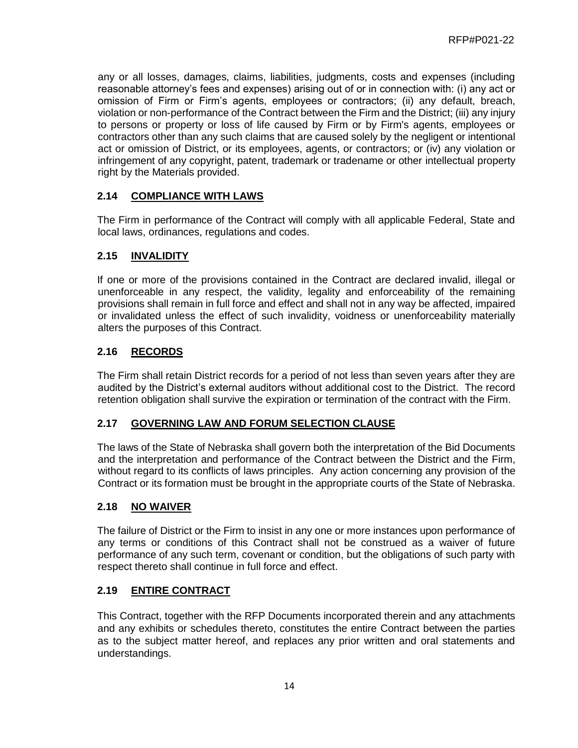any or all losses, damages, claims, liabilities, judgments, costs and expenses (including reasonable attorney's fees and expenses) arising out of or in connection with: (i) any act or omission of Firm or Firm's agents, employees or contractors; (ii) any default, breach, violation or non-performance of the Contract between the Firm and the District; (iii) any injury to persons or property or loss of life caused by Firm or by Firm's agents, employees or contractors other than any such claims that are caused solely by the negligent or intentional act or omission of District, or its employees, agents, or contractors; or (iv) any violation or infringement of any copyright, patent, trademark or tradename or other intellectual property right by the Materials provided.

### 2.14 COMPLIANCE WITH LAWS

The Firm in performance of the Contract will comply with all applicable Federal, State and local laws, ordinances, regulations and codes.

### 2.15 INVALIDITY

If one or more of the provisions contained in the Contract are declared invalid, illegal or unenforceable in any respect, the validity, legality and enforceability of the remaining provisions shall remain in full force and effect and shall not in any way be affected, impaired or invalidated unless the effect of such invalidity, voidness or unenforceability materially alters the purposes of this Contract.

### 2.16 RECORDS

The Firm shall retain District records for a period of not less than seven years after they are audited by the District's external auditors without additional cost to the District. The record retention obligation shall survive the expiration or termination of the contract with the Firm.

### 2.17 GOVERNING LAW AND FORUM SELECTION CLAUSE

The laws of the State of Nebraska shall govern both the interpretation of the Bid Documents and the interpretation and performance of the Contract between the District and the Firm, without regard to its conflicts of laws principles. Any action concerning any provision of the Contract or its formation must be brought in the appropriate courts of the State of Nebraska.

### 2.18 NO WAIVER

The failure of District or the Firm to insist in any one or more instances upon performance of any terms or conditions of this Contract shall not be construed as a waiver of future performance of any such term, covenant or condition, but the obligations of such party with respect thereto shall continue in full force and effect.

### 2.19 ENTIRE CONTRACT

This Contract, together with the RFP Documents incorporated therein and any attachments and any exhibits or schedules thereto, constitutes the entire Contract between the parties as to the subject matter hereof, and replaces any prior written and oral statements and understandings.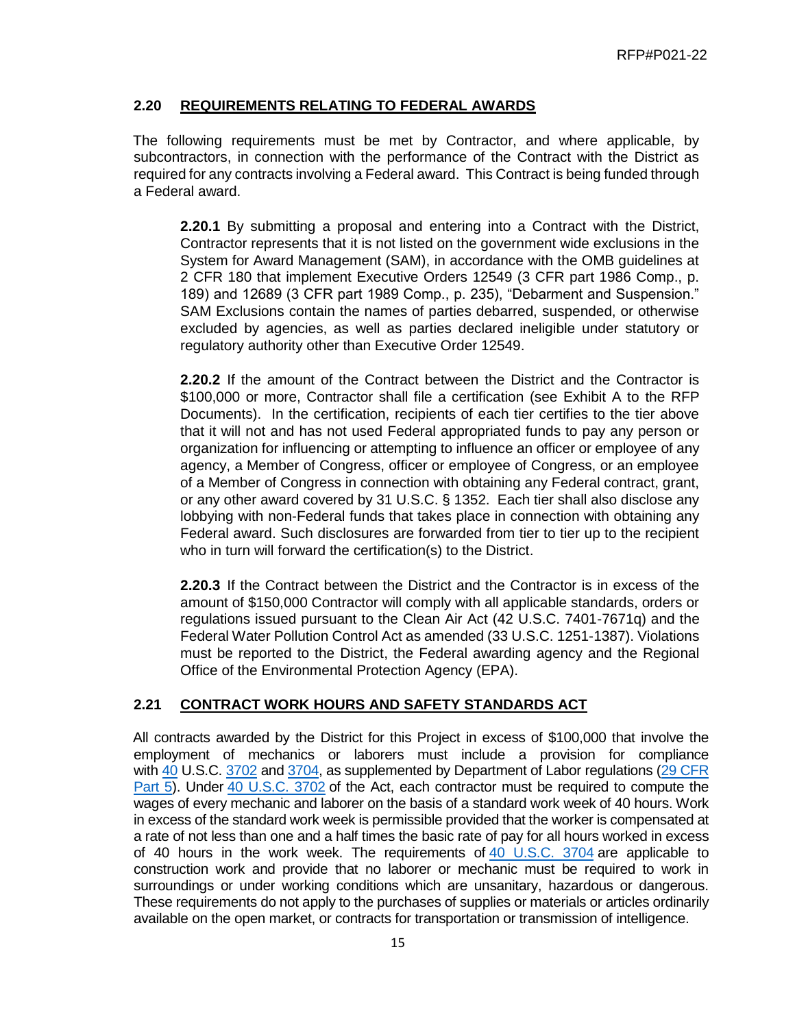### 2.20 REQUIREMENTS RELATING TO FEDERAL AWARDS

The following requirements must be met by Contractor, and where applicable, by subcontractors, in connection with the performance of the Contract with the District as required for any contracts involving a Federal award. This Contract is being funded through a Federal award.

**2.20.1** By submitting a proposal and entering into a Contract with the District, Contractor represents that it is not listed on the government wide exclusions in the System for Award Management (SAM), in accordance with the OMB guidelines at 2 CFR 180 that implement Executive Orders 12549 (3 CFR part 1986 Comp., p. 189) and 12689 (3 CFR part 1989 Comp., p. 235), "Debarment and Suspension." SAM Exclusions contain the names of parties debarred, suspended, or otherwise excluded by agencies, as well as parties declared ineligible under statutory or regulatory authority other than Executive Order 12549.

**2.20.2** If the amount of the Contract between the District and the Contractor is $100,000 or more, Contractor shall file a certification (see Exhibit A to the RFP Documents). In the certification, recipients of each tier certifies to the tier above that it will not and has not used Federal appropriated funds to pay any person or organization for influencing or attempting to influence an officer or employee of any agency, a Member of Congress, officer or employee of Congress, or an employee of a Member of Congress in connection with obtaining any Federal contract, grant, or any other award covered by 31 U.S.C. § 1352. Each tier shall also disclose any lobbying with non-Federal funds that takes place in connection with obtaining any Federal award. Such disclosures are forwarded from tier to tier up to the recipient who in turn will forward the certification(s) to the District.

**2.20.3** If the Contract between the District and the Contractor is in excess of the amount of $150,000 Contractor will comply with all applicable standards, orders or regulations issued pursuant to the Clean Air Act (42 U.S.C. 7401-7671q) and the Federal Water Pollution Control Act as amended (33 U.S.C. 1251-1387). Violations must be reported to the District, the Federal awarding agency and the Regional Office of the Environmental Protection Agency (EPA).

### 2.21 CONTRACT WORK HOURS AND SAFETY STANDARDS ACT

All contracts awarded by the District for this Project in excess of $100,000 that involve the employment of mechanics or laborers must include a provision for compliance with 40 U.S.C. 3702 and 3704, as supplemented by Department of Labor regulations (29 CFR Part 5). Under 40 U.S.C. 3702 of the Act, each contractor must be required to compute the wages of every mechanic and laborer on the basis of a standard work week of 40 hours. Work in excess of the standard work week is permissible provided that the worker is compensated at a rate of not less than one and a half times the basic rate of pay for all hours worked in excess of 40 hours in the work week. The requirements of 40 U.S.C. 3704 are applicable to construction work and provide that no laborer or mechanic must be required to work in surroundings or under working conditions which are unsanitary, hazardous or dangerous. These requirements do not apply to the purchases of supplies or materials or articles ordinarily available on the open market, or contracts for transportation or transmission of intelligence.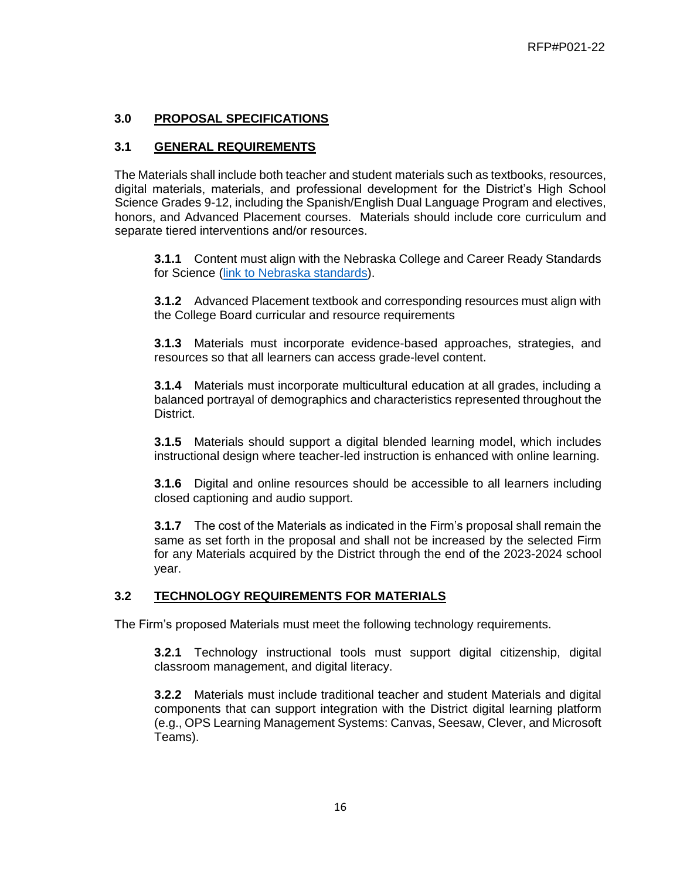## 3.0 PROPOSAL SPECIFICATIONS

### 3.1 GENERAL REQUIREMENTS

The Materials shall include both teacher and student materials such as textbooks, resources, digital materials, materials, and professional development for the District's High School Science Grades 9-12, including the Spanish/English Dual Language Program and electives, honors, and Advanced Placement courses. Materials should include core curriculum and separate tiered interventions and/or resources.

**3.1.1** Content must align with the Nebraska College and Career Ready Standards for Science (link to Nebraska standards).

**3.1.2** Advanced Placement textbook and corresponding resources must align with the College Board curricular and resource requirements

**3.1.3** Materials must incorporate evidence-based approaches, strategies, and resources so that all learners can access grade-level content.

**3.1.4** Materials must incorporate multicultural education at all grades, including a balanced portrayal of demographics and characteristics represented throughout the District.

**3.1.5** Materials should support a digital blended learning model, which includes instructional design where teacher-led instruction is enhanced with online learning.

**3.1.6** Digital and online resources should be accessible to all learners including closed captioning and audio support.

**3.1.7** The cost of the Materials as indicated in the Firm's proposal shall remain the same as set forth in the proposal and shall not be increased by the selected Firm for any Materials acquired by the District through the end of the 2023-2024 school year.

### 3.2 TECHNOLOGY REQUIREMENTS FOR MATERIALS

The Firm's proposed Materials must meet the following technology requirements.

**3.2.1** Technology instructional tools must support digital citizenship, digital classroom management, and digital literacy.

**3.2.2** Materials must include traditional teacher and student Materials and digital components that can support integration with the District digital learning platform (e.g., OPS Learning Management Systems: Canvas, Seesaw, Clever, and Microsoft Teams).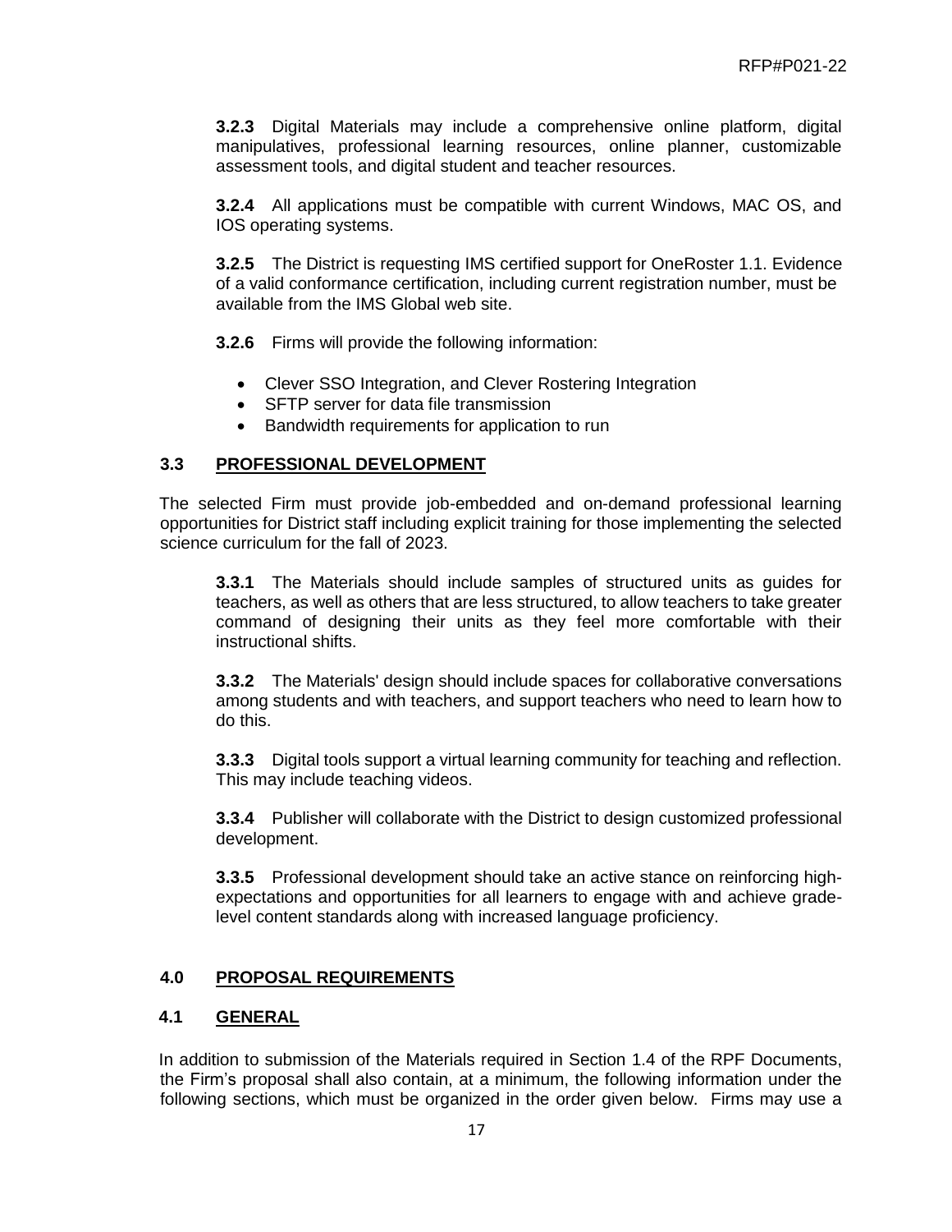**3.2.3** Digital Materials may include a comprehensive online platform, digital manipulatives, professional learning resources, online planner, customizable assessment tools, and digital student and teacher resources.

**3.2.4** All applications must be compatible with current Windows, MAC OS, and IOS operating systems.

**3.2.5** The District is requesting IMS certified support for OneRoster 1.1. Evidence of a valid conformance certification, including current registration number, must be available from the IMS Global web site.

**3.2.6** Firms will provide the following information:

- Clever SSO Integration, and Clever Rostering Integration
- SFTP server for data file transmission
- Bandwidth requirements for application to run

## 3.3 PROFESSIONAL DEVELOPMENT

The selected Firm must provide job-embedded and on-demand professional learning opportunities for District staff including explicit training for those implementing the selected science curriculum for the fall of 2023.

**3.3.1** The Materials should include samples of structured units as guides for teachers, as well as others that are less structured, to allow teachers to take greater command of designing their units as they feel more comfortable with their instructional shifts.

**3.3.2** The Materials' design should include spaces for collaborative conversations among students and with teachers, and support teachers who need to learn how to do this.

**3.3.3** Digital tools support a virtual learning community for teaching and reflection. This may include teaching videos.

**3.3.4** Publisher will collaborate with the District to design customized professional development.

**3.3.5** Professional development should take an active stance on reinforcing high-expectations and opportunities for all learners to engage with and achieve grade-level content standards along with increased language proficiency.

# 4.0 PROPOSAL REQUIREMENTS

## 4.1 GENERAL

In addition to submission of the Materials required in Section 1.4 of the RPF Documents, the Firm's proposal shall also contain, at a minimum, the following information under the following sections, which must be organized in the order given below. Firms may use a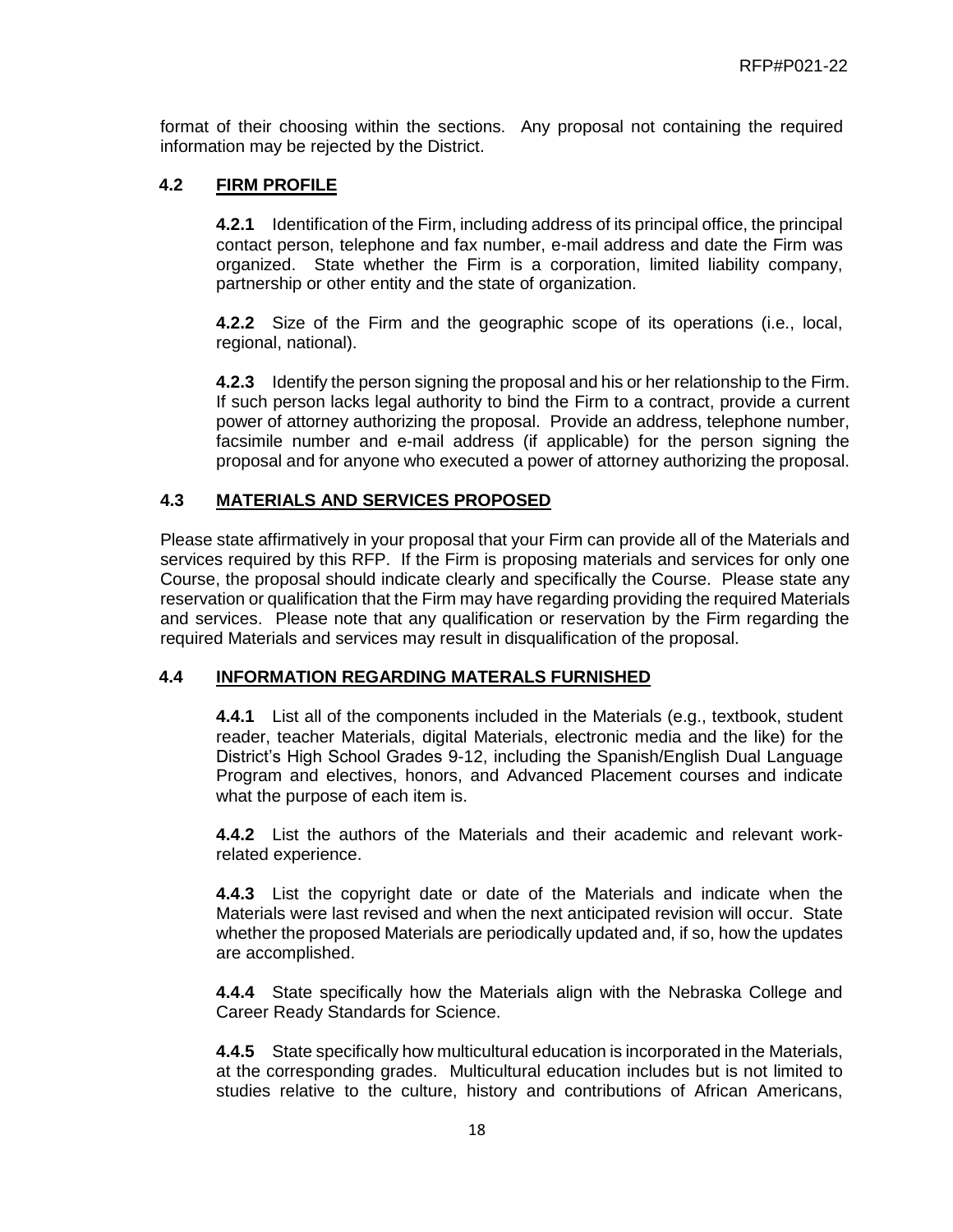format of their choosing within the sections. Any proposal not containing the required information may be rejected by the District.

## 4.2 FIRM PROFILE

**4.2.1** Identification of the Firm, including address of its principal office, the principal contact person, telephone and fax number, e-mail address and date the Firm was organized. State whether the Firm is a corporation, limited liability company, partnership or other entity and the state of organization.

**4.2.2** Size of the Firm and the geographic scope of its operations (i.e., local, regional, national).

**4.2.3** Identify the person signing the proposal and his or her relationship to the Firm. If such person lacks legal authority to bind the Firm to a contract, provide a current power of attorney authorizing the proposal. Provide an address, telephone number, facsimile number and e-mail address (if applicable) for the person signing the proposal and for anyone who executed a power of attorney authorizing the proposal.

## 4.3 MATERIALS AND SERVICES PROPOSED

Please state affirmatively in your proposal that your Firm can provide all of the Materials and services required by this RFP. If the Firm is proposing materials and services for only one Course, the proposal should indicate clearly and specifically the Course. Please state any reservation or qualification that the Firm may have regarding providing the required Materials and services. Please note that any qualification or reservation by the Firm regarding the required Materials and services may result in disqualification of the proposal.

## 4.4 INFORMATION REGARDING MATERALS FURNISHED

**4.4.1** List all of the components included in the Materials (e.g., textbook, student reader, teacher Materials, digital Materials, electronic media and the like) for the District's High School Grades 9-12, including the Spanish/English Dual Language Program and electives, honors, and Advanced Placement courses and indicate what the purpose of each item is.

**4.4.2** List the authors of the Materials and their academic and relevant work-related experience.

**4.4.3** List the copyright date or date of the Materials and indicate when the Materials were last revised and when the next anticipated revision will occur. State whether the proposed Materials are periodically updated and, if so, how the updates are accomplished.

**4.4.4** State specifically how the Materials align with the Nebraska College and Career Ready Standards for Science.

**4.4.5** State specifically how multicultural education is incorporated in the Materials, at the corresponding grades. Multicultural education includes but is not limited to studies relative to the culture, history and contributions of African Americans,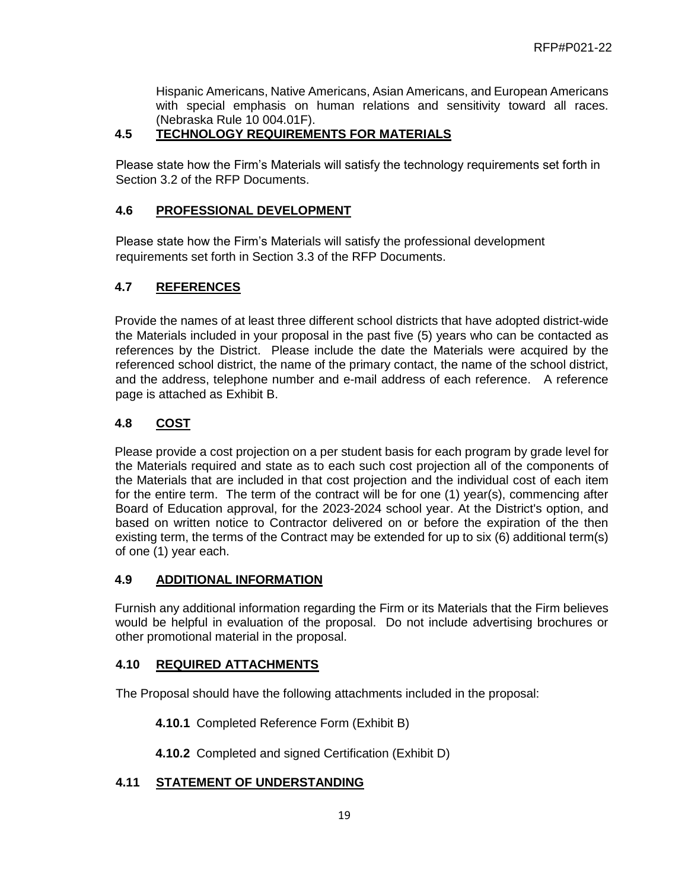Hispanic Americans, Native Americans, Asian Americans, and European Americans with special emphasis on human relations and sensitivity toward all races. (Nebraska Rule 10 004.01F).

## 4.5 TECHNOLOGY REQUIREMENTS FOR MATERIALS

Please state how the Firm's Materials will satisfy the technology requirements set forth in Section 3.2 of the RFP Documents.

## 4.6 PROFESSIONAL DEVELOPMENT

Please state how the Firm's Materials will satisfy the professional development requirements set forth in Section 3.3 of the RFP Documents.

## 4.7 REFERENCES

Provide the names of at least three different school districts that have adopted district-wide the Materials included in your proposal in the past five (5) years who can be contacted as references by the District. Please include the date the Materials were acquired by the referenced school district, the name of the primary contact, the name of the school district, and the address, telephone number and e-mail address of each reference. A reference page is attached as Exhibit B.

## 4.8 COST

Please provide a cost projection on a per student basis for each program by grade level for the Materials required and state as to each such cost projection all of the components of the Materials that are included in that cost projection and the individual cost of each item for the entire term. The term of the contract will be for one (1) year(s), commencing after Board of Education approval, for the 2023-2024 school year. At the District's option, and based on written notice to Contractor delivered on or before the expiration of the then existing term, the terms of the Contract may be extended for up to six (6) additional term(s) of one (1) year each.

## 4.9 ADDITIONAL INFORMATION

Furnish any additional information regarding the Firm or its Materials that the Firm believes would be helpful in evaluation of the proposal. Do not include advertising brochures or other promotional material in the proposal.

## 4.10 REQUIRED ATTACHMENTS

The Proposal should have the following attachments included in the proposal:

**4.10.1** Completed Reference Form (Exhibit B)

**4.10.2** Completed and signed Certification (Exhibit D)

## 4.11 STATEMENT OF UNDERSTANDING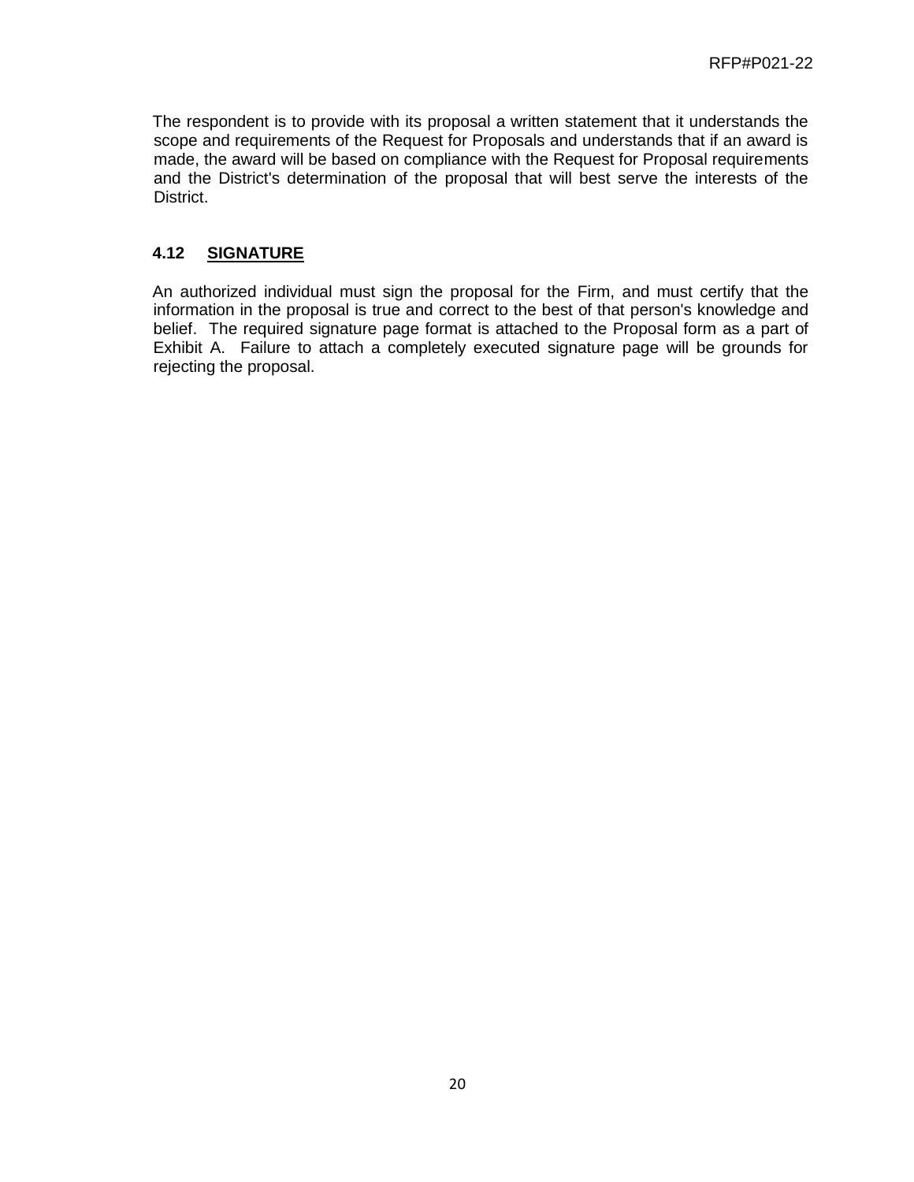The respondent is to provide with its proposal a written statement that it understands the scope and requirements of the Request for Proposals and understands that if an award is made, the award will be based on compliance with the Request for Proposal requirements and the District's determination of the proposal that will best serve the interests of the District.

### 4.12 SIGNATURE

An authorized individual must sign the proposal for the Firm, and must certify that the information in the proposal is true and correct to the best of that person's knowledge and belief. The required signature page format is attached to the Proposal form as a part of Exhibit A. Failure to attach a completely executed signature page will be grounds for rejecting the proposal.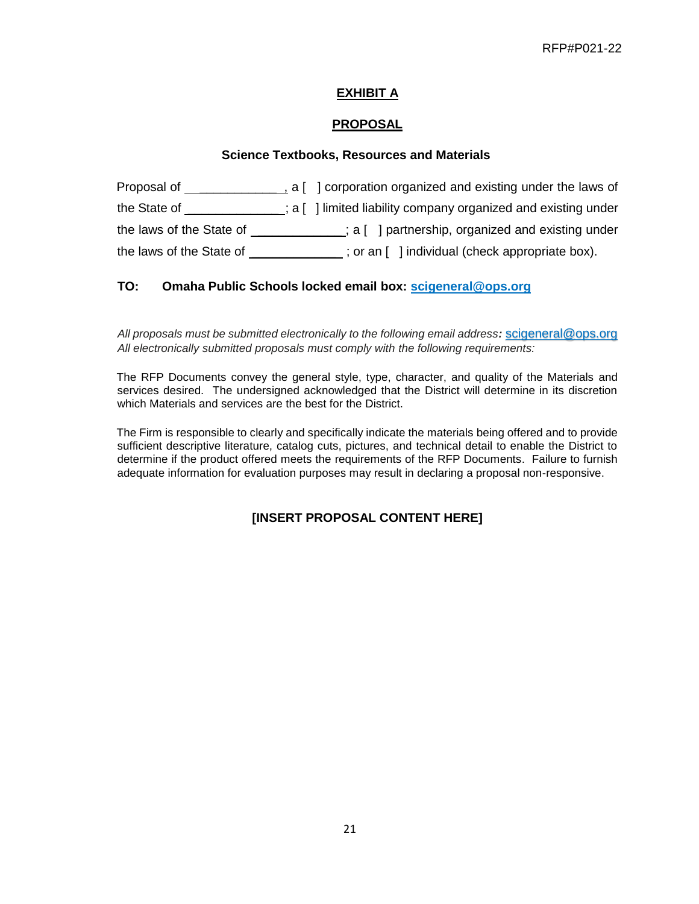# EXHIBIT A

## PROPOSAL

### Science Textbooks, Resources and Materials

Proposal of ______________, a [ ] corporation organized and existing under the laws of the State of ______________; a [ ] limited liability company organized and existing under the laws of the State of ______________; a [ ] partnership, organized and existing under the laws of the State of ______________ ; or an [ ] individual (check appropriate box).

**TO: Omaha Public Schools locked email box: scigeneral@ops.org**

*All proposals must be submitted electronically to the following email address:* scigeneral@ops.org
*All electronically submitted proposals must comply with the following requirements:*

The RFP Documents convey the general style, type, character, and quality of the Materials and services desired. The undersigned acknowledged that the District will determine in its discretion which Materials and services are the best for the District.

The Firm is responsible to clearly and specifically indicate the materials being offered and to provide sufficient descriptive literature, catalog cuts, pictures, and technical detail to enable the District to determine if the product offered meets the requirements of the RFP Documents. Failure to furnish adequate information for evaluation purposes may result in declaring a proposal non-responsive.

**[INSERT PROPOSAL CONTENT HERE]**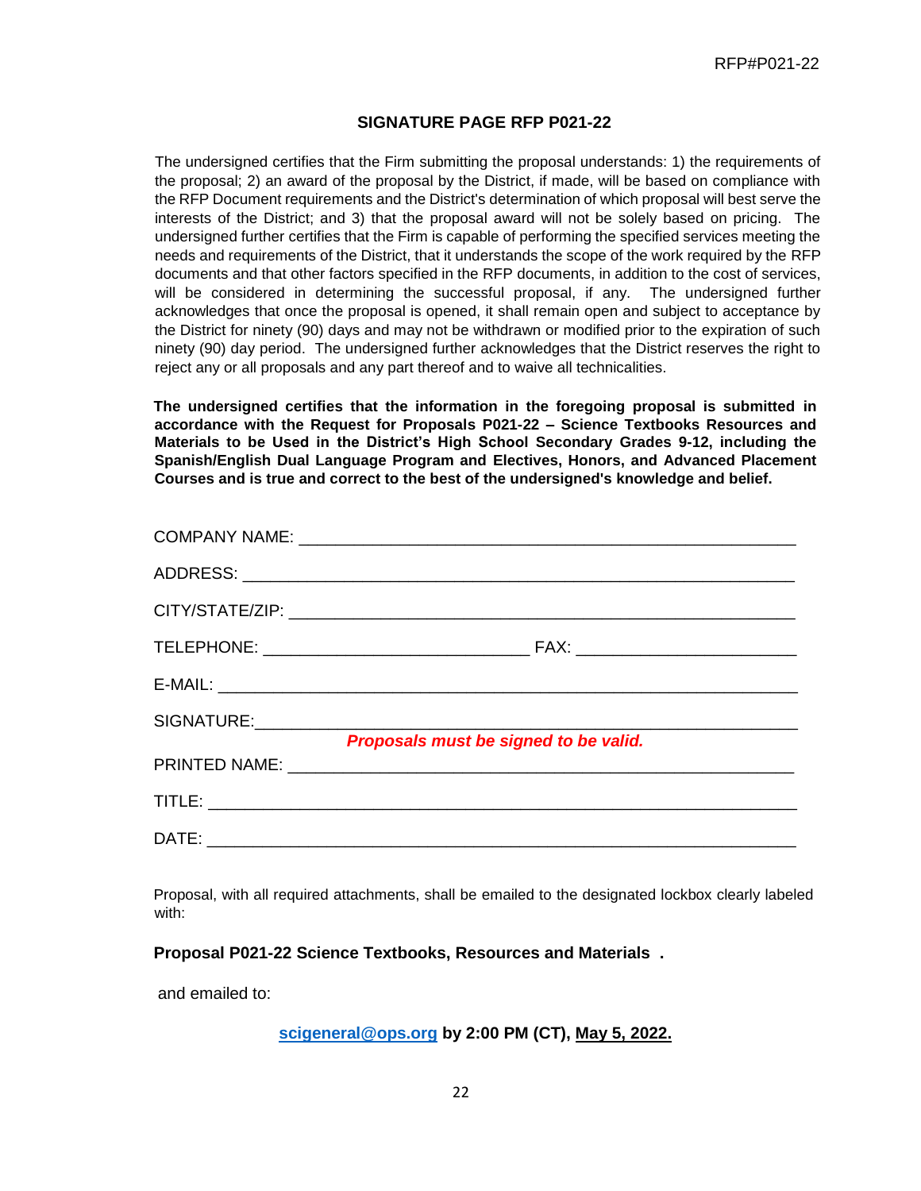## SIGNATURE PAGE RFP P021-22

The undersigned certifies that the Firm submitting the proposal understands: 1) the requirements of the proposal; 2) an award of the proposal by the District, if made, will be based on compliance with the RFP Document requirements and the District's determination of which proposal will best serve the interests of the District; and 3) that the proposal award will not be solely based on pricing. The undersigned further certifies that the Firm is capable of performing the specified services meeting the needs and requirements of the District, that it understands the scope of the work required by the RFP documents and that other factors specified in the RFP documents, in addition to the cost of services, will be considered in determining the successful proposal, if any. The undersigned further acknowledges that once the proposal is opened, it shall remain open and subject to acceptance by the District for ninety (90) days and may not be withdrawn or modified prior to the expiration of such ninety (90) day period. The undersigned further acknowledges that the District reserves the right to reject any or all proposals and any part thereof and to waive all technicalities.

**The undersigned certifies that the information in the foregoing proposal is submitted in accordance with the Request for Proposals P021-22 – Science Textbooks Resources and Materials to be Used in the District's High School Secondary Grades 9-12, including the Spanish/English Dual Language Program and Electives, Honors, and Advanced Placement Courses and is true and correct to the best of the undersigned's knowledge and belief.**

COMPANY NAME: ___________________________________________________

ADDRESS: _______________________________________________________

CITY/STATE/ZIP: _________________________________________________

TELEPHONE: ____________________________ FAX: ______________________

E-MAIL: _________________________________________________________

SIGNATURE: _____________________________________________________

***Proposals must be signed to be valid.***

PRINTED NAME: __________________________________________________

TITLE: __________________________________________________________

DATE: ___________________________________________________________

Proposal, with all required attachments, shall be emailed to the designated lockbox clearly labeled with:

**Proposal P021-22 Science Textbooks, Resources and Materials .**

and emailed to:

**scigeneral@ops.org by 2:00 PM (CT), May 5, 2022.**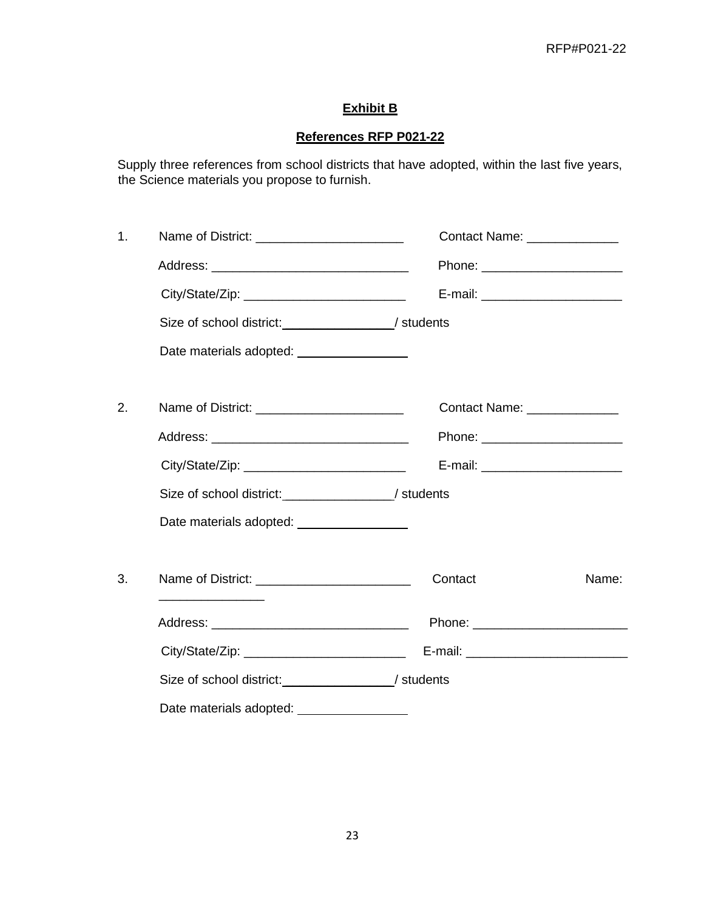**Exhibit B**

**References RFP P021-22**

Supply three references from school districts that have adopted, within the last five years, the Science materials you propose to furnish.

1. Name of District: ____________________ Contact Name: ____________

   Address: ___________________________ Phone: ___________________

   City/State/Zip: ______________________ E-mail: ___________________

   Size of school district:_______________/ students

   Date materials adopted: _______________

2. Name of District: ____________________ Contact Name: ____________

   Address: ___________________________ Phone: ___________________

   City/State/Zip: ______________________ E-mail: ___________________

   Size of school district:_______________/ students

   Date materials adopted: _______________

3. Name of District: _____________________ Contact Name: ______________

   Address: ___________________________ Phone: _____________________

   City/State/Zip: ______________________ E-mail: ______________________

   Size of school district:_______________/ students

   Date materials adopted: _______________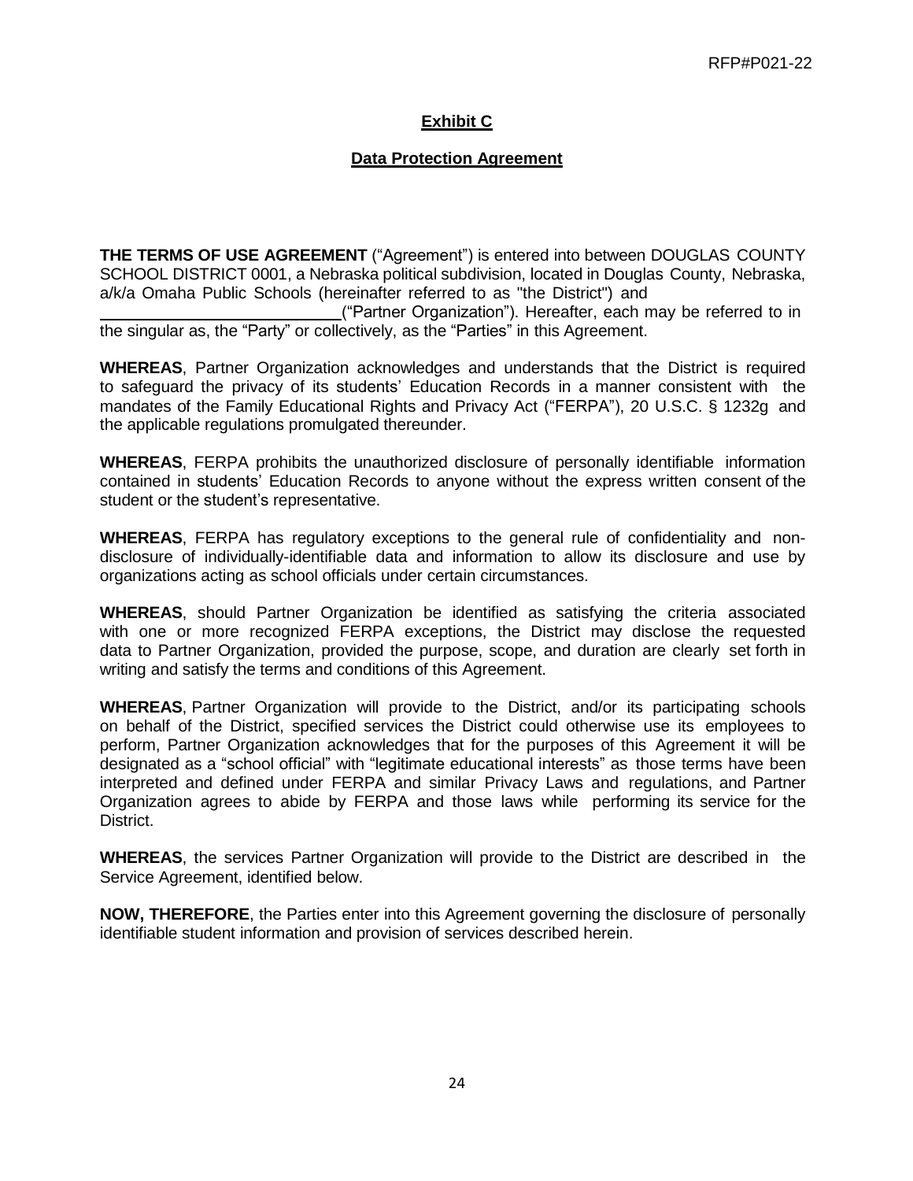## Exhibit C

### Data Protection Agreement

**THE TERMS OF USE AGREEMENT** ("Agreement") is entered into between DOUGLAS COUNTY SCHOOL DISTRICT 0001, a Nebraska political subdivision, located in Douglas County, Nebraska, a/k/a Omaha Public Schools (hereinafter referred to as "the District") and ___________________________("Partner Organization"). Hereafter, each may be referred to in the singular as, the "Party" or collectively, as the "Parties" in this Agreement.

**WHEREAS**, Partner Organization acknowledges and understands that the District is required to safeguard the privacy of its students' Education Records in a manner consistent with the mandates of the Family Educational Rights and Privacy Act ("FERPA"), 20 U.S.C. § 1232g and the applicable regulations promulgated thereunder.

**WHEREAS**, FERPA prohibits the unauthorized disclosure of personally identifiable information contained in students' Education Records to anyone without the express written consent of the student or the student's representative.

**WHEREAS**, FERPA has regulatory exceptions to the general rule of confidentiality and non-disclosure of individually-identifiable data and information to allow its disclosure and use by organizations acting as school officials under certain circumstances.

**WHEREAS**, should Partner Organization be identified as satisfying the criteria associated with one or more recognized FERPA exceptions, the District may disclose the requested data to Partner Organization, provided the purpose, scope, and duration are clearly set forth in writing and satisfy the terms and conditions of this Agreement.

**WHEREAS**, Partner Organization will provide to the District, and/or its participating schools on behalf of the District, specified services the District could otherwise use its employees to perform, Partner Organization acknowledges that for the purposes of this Agreement it will be designated as a "school official" with "legitimate educational interests" as those terms have been interpreted and defined under FERPA and similar Privacy Laws and regulations, and Partner Organization agrees to abide by FERPA and those laws while performing its service for the District.

**WHEREAS**, the services Partner Organization will provide to the District are described in the Service Agreement, identified below.

**NOW, THEREFORE**, the Parties enter into this Agreement governing the disclosure of personally identifiable student information and provision of services described herein.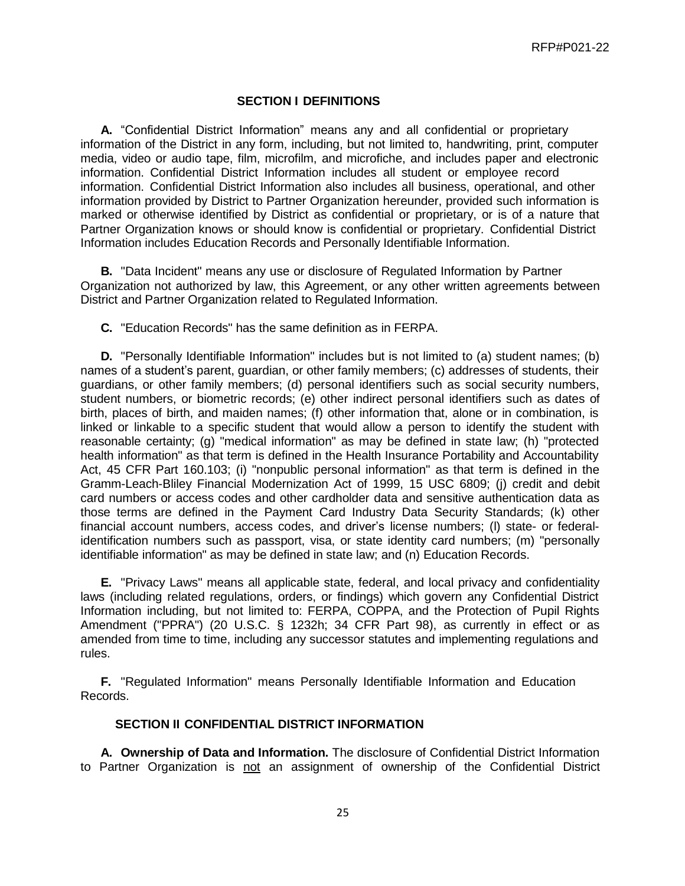## SECTION I DEFINITIONS

**A.** "Confidential District Information" means any and all confidential or proprietary information of the District in any form, including, but not limited to, handwriting, print, computer media, video or audio tape, film, microfilm, and microfiche, and includes paper and electronic information. Confidential District Information includes all student or employee record information. Confidential District Information also includes all business, operational, and other information provided by District to Partner Organization hereunder, provided such information is marked or otherwise identified by District as confidential or proprietary, or is of a nature that Partner Organization knows or should know is confidential or proprietary. Confidential District Information includes Education Records and Personally Identifiable Information.

**B.** "Data Incident" means any use or disclosure of Regulated Information by Partner Organization not authorized by law, this Agreement, or any other written agreements between District and Partner Organization related to Regulated Information.

**C.** "Education Records" has the same definition as in FERPA.

**D.** "Personally Identifiable Information" includes but is not limited to (a) student names; (b) names of a student's parent, guardian, or other family members; (c) addresses of students, their guardians, or other family members; (d) personal identifiers such as social security numbers, student numbers, or biometric records; (e) other indirect personal identifiers such as dates of birth, places of birth, and maiden names; (f) other information that, alone or in combination, is linked or linkable to a specific student that would allow a person to identify the student with reasonable certainty; (g) "medical information" as may be defined in state law; (h) "protected health information" as that term is defined in the Health Insurance Portability and Accountability Act, 45 CFR Part 160.103; (i) "nonpublic personal information" as that term is defined in the Gramm-Leach-Bliley Financial Modernization Act of 1999, 15 USC 6809; (j) credit and debit card numbers or access codes and other cardholder data and sensitive authentication data as those terms are defined in the Payment Card Industry Data Security Standards; (k) other financial account numbers, access codes, and driver's license numbers; (l) state- or federal-identification numbers such as passport, visa, or state identity card numbers; (m) "personally identifiable information" as may be defined in state law; and (n) Education Records.

**E.** "Privacy Laws" means all applicable state, federal, and local privacy and confidentiality laws (including related regulations, orders, or findings) which govern any Confidential District Information including, but not limited to: FERPA, COPPA, and the Protection of Pupil Rights Amendment ("PPRA") (20 U.S.C. § 1232h; 34 CFR Part 98), as currently in effect or as amended from time to time, including any successor statutes and implementing regulations and rules.

**F.** "Regulated Information" means Personally Identifiable Information and Education Records.

## SECTION II CONFIDENTIAL DISTRICT INFORMATION

**A. Ownership of Data and Information.** The disclosure of Confidential District Information to Partner Organization is not an assignment of ownership of the Confidential District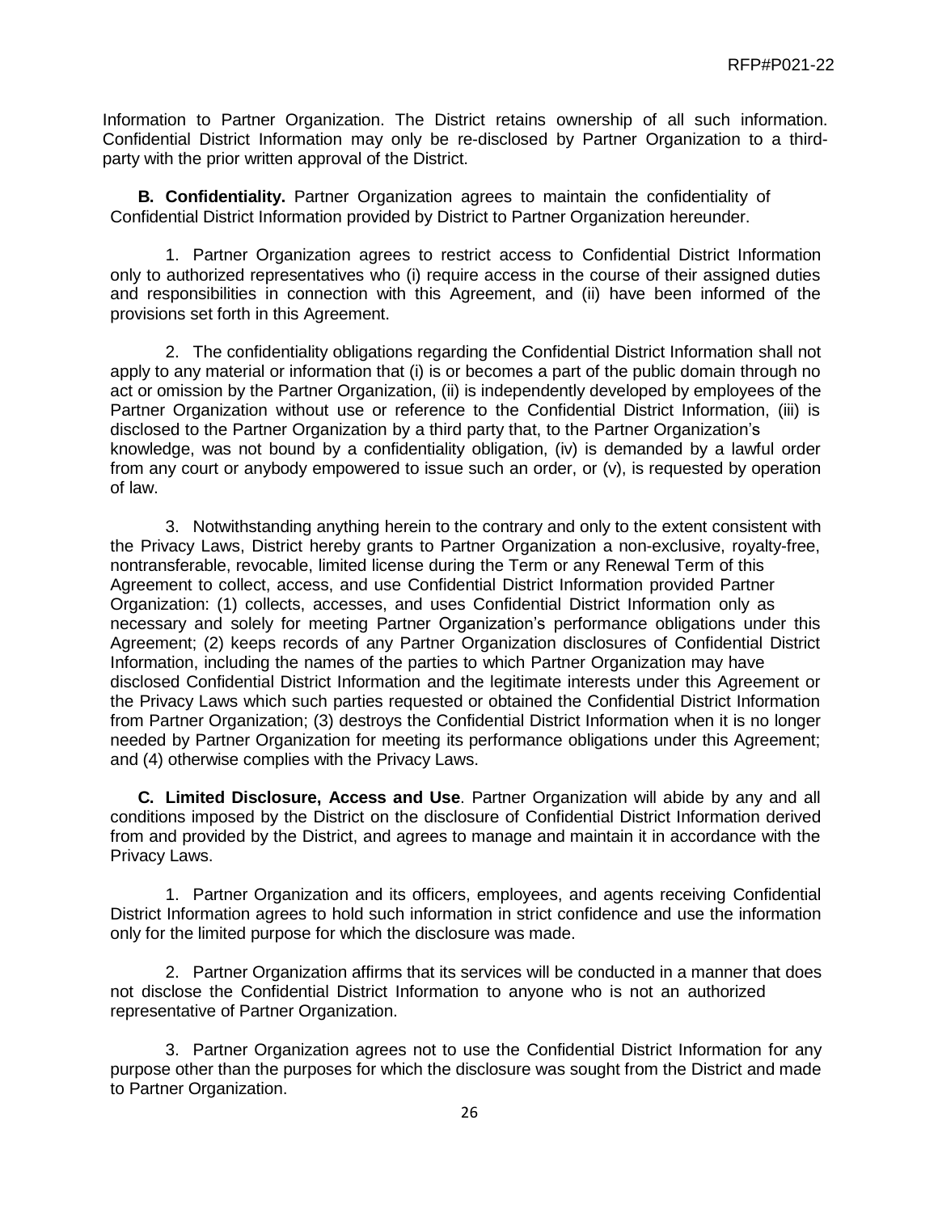Information to Partner Organization. The District retains ownership of all such information. Confidential District Information may only be re-disclosed by Partner Organization to a third-party with the prior written approval of the District.

**B. Confidentiality.** Partner Organization agrees to maintain the confidentiality of Confidential District Information provided by District to Partner Organization hereunder.

1. Partner Organization agrees to restrict access to Confidential District Information only to authorized representatives who (i) require access in the course of their assigned duties and responsibilities in connection with this Agreement, and (ii) have been informed of the provisions set forth in this Agreement.

2. The confidentiality obligations regarding the Confidential District Information shall not apply to any material or information that (i) is or becomes a part of the public domain through no act or omission by the Partner Organization, (ii) is independently developed by employees of the Partner Organization without use or reference to the Confidential District Information, (iii) is disclosed to the Partner Organization by a third party that, to the Partner Organization's knowledge, was not bound by a confidentiality obligation, (iv) is demanded by a lawful order from any court or anybody empowered to issue such an order, or (v), is requested by operation of law.

3. Notwithstanding anything herein to the contrary and only to the extent consistent with the Privacy Laws, District hereby grants to Partner Organization a non-exclusive, royalty-free, nontransferable, revocable, limited license during the Term or any Renewal Term of this Agreement to collect, access, and use Confidential District Information provided Partner Organization: (1) collects, accesses, and uses Confidential District Information only as necessary and solely for meeting Partner Organization's performance obligations under this Agreement; (2) keeps records of any Partner Organization disclosures of Confidential District Information, including the names of the parties to which Partner Organization may have disclosed Confidential District Information and the legitimate interests under this Agreement or the Privacy Laws which such parties requested or obtained the Confidential District Information from Partner Organization; (3) destroys the Confidential District Information when it is no longer needed by Partner Organization for meeting its performance obligations under this Agreement; and (4) otherwise complies with the Privacy Laws.

**C. Limited Disclosure, Access and Use**. Partner Organization will abide by any and all conditions imposed by the District on the disclosure of Confidential District Information derived from and provided by the District, and agrees to manage and maintain it in accordance with the Privacy Laws.

1. Partner Organization and its officers, employees, and agents receiving Confidential District Information agrees to hold such information in strict confidence and use the information only for the limited purpose for which the disclosure was made.

2. Partner Organization affirms that its services will be conducted in a manner that does not disclose the Confidential District Information to anyone who is not an authorized representative of Partner Organization.

3. Partner Organization agrees not to use the Confidential District Information for any purpose other than the purposes for which the disclosure was sought from the District and made to Partner Organization.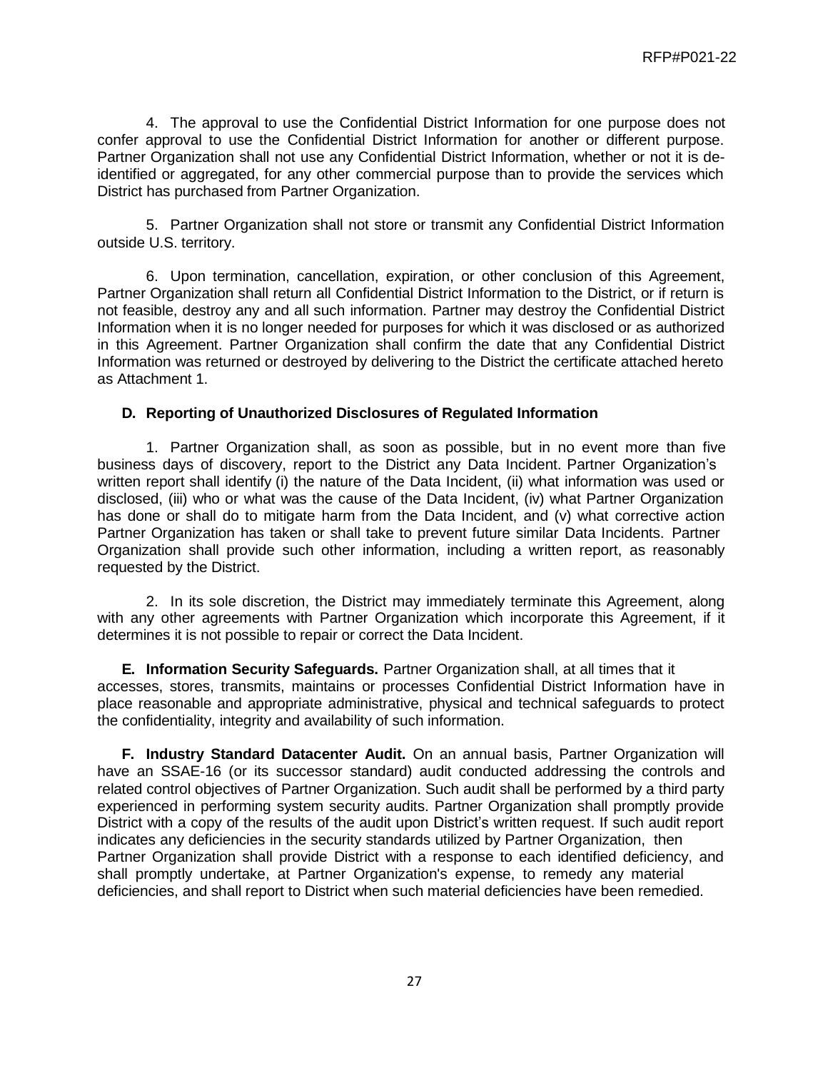4. The approval to use the Confidential District Information for one purpose does not confer approval to use the Confidential District Information for another or different purpose. Partner Organization shall not use any Confidential District Information, whether or not it is de-identified or aggregated, for any other commercial purpose than to provide the services which District has purchased from Partner Organization.

5. Partner Organization shall not store or transmit any Confidential District Information outside U.S. territory.

6. Upon termination, cancellation, expiration, or other conclusion of this Agreement, Partner Organization shall return all Confidential District Information to the District, or if return is not feasible, destroy any and all such information. Partner may destroy the Confidential District Information when it is no longer needed for purposes for which it was disclosed or as authorized in this Agreement. Partner Organization shall confirm the date that any Confidential District Information was returned or destroyed by delivering to the District the certificate attached hereto as Attachment 1.

### D. Reporting of Unauthorized Disclosures of Regulated Information

1. Partner Organization shall, as soon as possible, but in no event more than five business days of discovery, report to the District any Data Incident. Partner Organization's written report shall identify (i) the nature of the Data Incident, (ii) what information was used or disclosed, (iii) who or what was the cause of the Data Incident, (iv) what Partner Organization has done or shall do to mitigate harm from the Data Incident, and (v) what corrective action Partner Organization has taken or shall take to prevent future similar Data Incidents. Partner Organization shall provide such other information, including a written report, as reasonably requested by the District.

2. In its sole discretion, the District may immediately terminate this Agreement, along with any other agreements with Partner Organization which incorporate this Agreement, if it determines it is not possible to repair or correct the Data Incident.

**E. Information Security Safeguards.** Partner Organization shall, at all times that it accesses, stores, transmits, maintains or processes Confidential District Information have in place reasonable and appropriate administrative, physical and technical safeguards to protect the confidentiality, integrity and availability of such information.

**F. Industry Standard Datacenter Audit.** On an annual basis, Partner Organization will have an SSAE-16 (or its successor standard) audit conducted addressing the controls and related control objectives of Partner Organization. Such audit shall be performed by a third party experienced in performing system security audits. Partner Organization shall promptly provide District with a copy of the results of the audit upon District's written request. If such audit report indicates any deficiencies in the security standards utilized by Partner Organization, then Partner Organization shall provide District with a response to each identified deficiency, and shall promptly undertake, at Partner Organization's expense, to remedy any material deficiencies, and shall report to District when such material deficiencies have been remedied.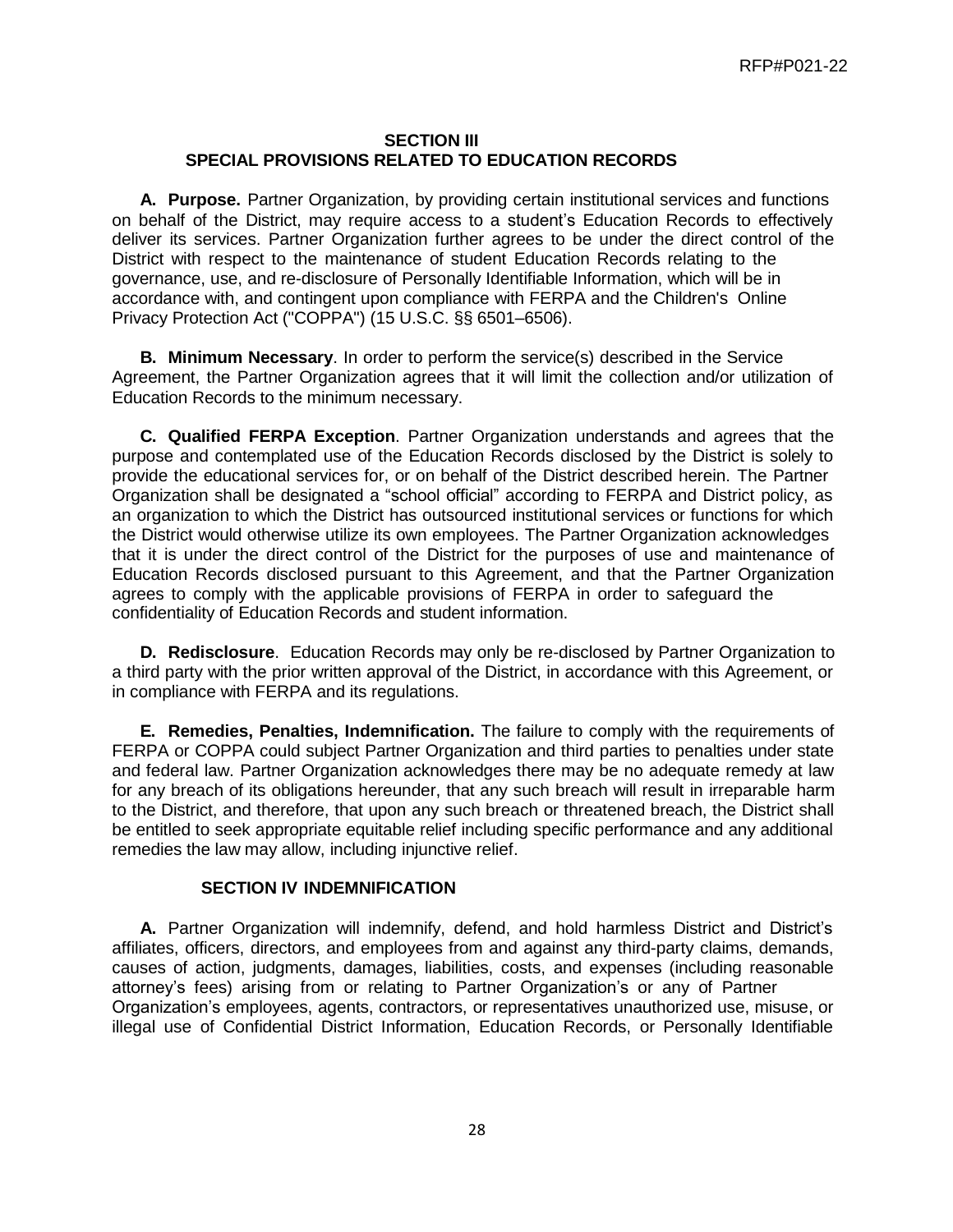## SECTION III
## SPECIAL PROVISIONS RELATED TO EDUCATION RECORDS

**A. Purpose.** Partner Organization, by providing certain institutional services and functions on behalf of the District, may require access to a student's Education Records to effectively deliver its services. Partner Organization further agrees to be under the direct control of the District with respect to the maintenance of student Education Records relating to the governance, use, and re-disclosure of Personally Identifiable Information, which will be in accordance with, and contingent upon compliance with FERPA and the Children's Online Privacy Protection Act ("COPPA") (15 U.S.C. §§ 6501–6506).

**B. Minimum Necessary**. In order to perform the service(s) described in the Service Agreement, the Partner Organization agrees that it will limit the collection and/or utilization of Education Records to the minimum necessary.

**C. Qualified FERPA Exception**. Partner Organization understands and agrees that the purpose and contemplated use of the Education Records disclosed by the District is solely to provide the educational services for, or on behalf of the District described herein. The Partner Organization shall be designated a "school official" according to FERPA and District policy, as an organization to which the District has outsourced institutional services or functions for which the District would otherwise utilize its own employees. The Partner Organization acknowledges that it is under the direct control of the District for the purposes of use and maintenance of Education Records disclosed pursuant to this Agreement, and that the Partner Organization agrees to comply with the applicable provisions of FERPA in order to safeguard the confidentiality of Education Records and student information.

**D. Redisclosure**. Education Records may only be re-disclosed by Partner Organization to a third party with the prior written approval of the District, in accordance with this Agreement, or in compliance with FERPA and its regulations.

**E. Remedies, Penalties, Indemnification.** The failure to comply with the requirements of FERPA or COPPA could subject Partner Organization and third parties to penalties under state and federal law. Partner Organization acknowledges there may be no adequate remedy at law for any breach of its obligations hereunder, that any such breach will result in irreparable harm to the District, and therefore, that upon any such breach or threatened breach, the District shall be entitled to seek appropriate equitable relief including specific performance and any additional remedies the law may allow, including injunctive relief.

## SECTION IV INDEMNIFICATION

**A.** Partner Organization will indemnify, defend, and hold harmless District and District's affiliates, officers, directors, and employees from and against any third-party claims, demands, causes of action, judgments, damages, liabilities, costs, and expenses (including reasonable attorney's fees) arising from or relating to Partner Organization's or any of Partner Organization's employees, agents, contractors, or representatives unauthorized use, misuse, or illegal use of Confidential District Information, Education Records, or Personally Identifiable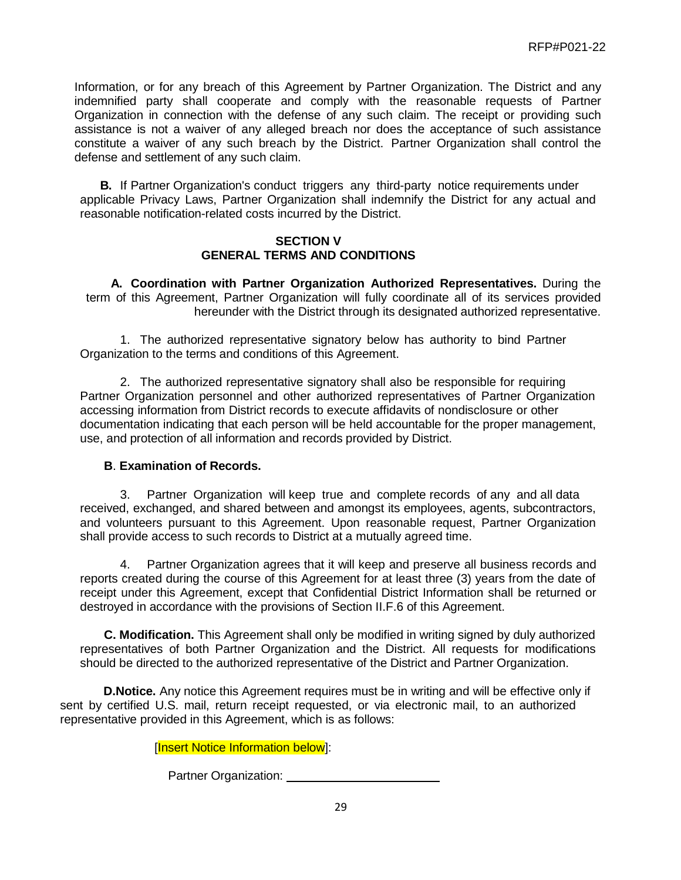Information, or for any breach of this Agreement by Partner Organization. The District and any indemnified party shall cooperate and comply with the reasonable requests of Partner Organization in connection with the defense of any such claim. The receipt or providing such assistance is not a waiver of any alleged breach nor does the acceptance of such assistance constitute a waiver of any such breach by the District. Partner Organization shall control the defense and settlement of any such claim.

**B.** If Partner Organization's conduct triggers any third-party notice requirements under applicable Privacy Laws, Partner Organization shall indemnify the District for any actual and reasonable notification-related costs incurred by the District.

## SECTION V
## GENERAL TERMS AND CONDITIONS

**A. Coordination with Partner Organization Authorized Representatives.** During the term of this Agreement, Partner Organization will fully coordinate all of its services provided hereunder with the District through its designated authorized representative.

1. The authorized representative signatory below has authority to bind Partner Organization to the terms and conditions of this Agreement.

2. The authorized representative signatory shall also be responsible for requiring Partner Organization personnel and other authorized representatives of Partner Organization accessing information from District records to execute affidavits of nondisclosure or other documentation indicating that each person will be held accountable for the proper management, use, and protection of all information and records provided by District.

**B**. **Examination of Records.**

3. Partner Organization will keep true and complete records of any and all data received, exchanged, and shared between and amongst its employees, agents, subcontractors, and volunteers pursuant to this Agreement. Upon reasonable request, Partner Organization shall provide access to such records to District at a mutually agreed time.

4. Partner Organization agrees that it will keep and preserve all business records and reports created during the course of this Agreement for at least three (3) years from the date of receipt under this Agreement, except that Confidential District Information shall be returned or destroyed in accordance with the provisions of Section II.F.6 of this Agreement.

**C. Modification.** This Agreement shall only be modified in writing signed by duly authorized representatives of both Partner Organization and the District. All requests for modifications should be directed to the authorized representative of the District and Partner Organization.

**D.Notice.** Any notice this Agreement requires must be in writing and will be effective only if sent by certified U.S. mail, return receipt requested, or via electronic mail, to an authorized representative provided in this Agreement, which is as follows:

[Insert Notice Information below]:

Partner Organization: ______________________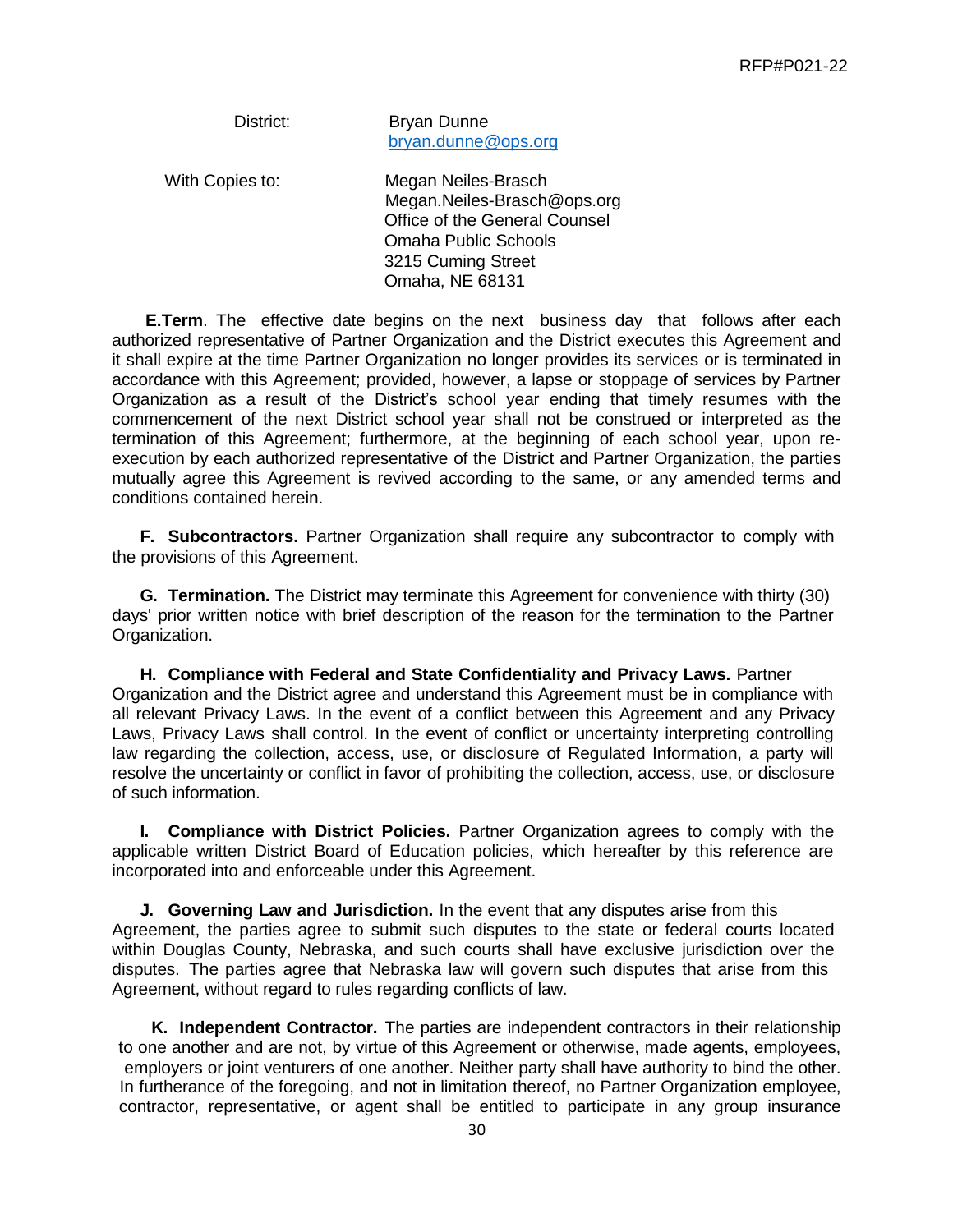District: Bryan Dunne
[bryan.dunne@ops.org](mailto:bryan.dunne@ops.org)

With Copies to: Megan Neiles-Brasch
Megan.Neiles-Brasch@ops.org
Office of the General Counsel
Omaha Public Schools
3215 Cuming Street
Omaha, NE 68131

**E.Term**. The effective date begins on the next business day that follows after each authorized representative of Partner Organization and the District executes this Agreement and it shall expire at the time Partner Organization no longer provides its services or is terminated in accordance with this Agreement; provided, however, a lapse or stoppage of services by Partner Organization as a result of the District's school year ending that timely resumes with the commencement of the next District school year shall not be construed or interpreted as the termination of this Agreement; furthermore, at the beginning of each school year, upon re-execution by each authorized representative of the District and Partner Organization, the parties mutually agree this Agreement is revived according to the same, or any amended terms and conditions contained herein.

**F. Subcontractors.** Partner Organization shall require any subcontractor to comply with the provisions of this Agreement.

**G. Termination.** The District may terminate this Agreement for convenience with thirty (30) days' prior written notice with brief description of the reason for the termination to the Partner Organization.

**H. Compliance with Federal and State Confidentiality and Privacy Laws.** Partner Organization and the District agree and understand this Agreement must be in compliance with all relevant Privacy Laws. In the event of a conflict between this Agreement and any Privacy Laws, Privacy Laws shall control. In the event of conflict or uncertainty interpreting controlling law regarding the collection, access, use, or disclosure of Regulated Information, a party will resolve the uncertainty or conflict in favor of prohibiting the collection, access, use, or disclosure of such information.

**I. Compliance with District Policies.** Partner Organization agrees to comply with the applicable written District Board of Education policies, which hereafter by this reference are incorporated into and enforceable under this Agreement.

**J. Governing Law and Jurisdiction.** In the event that any disputes arise from this Agreement, the parties agree to submit such disputes to the state or federal courts located within Douglas County, Nebraska, and such courts shall have exclusive jurisdiction over the disputes. The parties agree that Nebraska law will govern such disputes that arise from this Agreement, without regard to rules regarding conflicts of law.

**K. Independent Contractor.** The parties are independent contractors in their relationship to one another and are not, by virtue of this Agreement or otherwise, made agents, employees, employers or joint venturers of one another. Neither party shall have authority to bind the other. In furtherance of the foregoing, and not in limitation thereof, no Partner Organization employee, contractor, representative, or agent shall be entitled to participate in any group insurance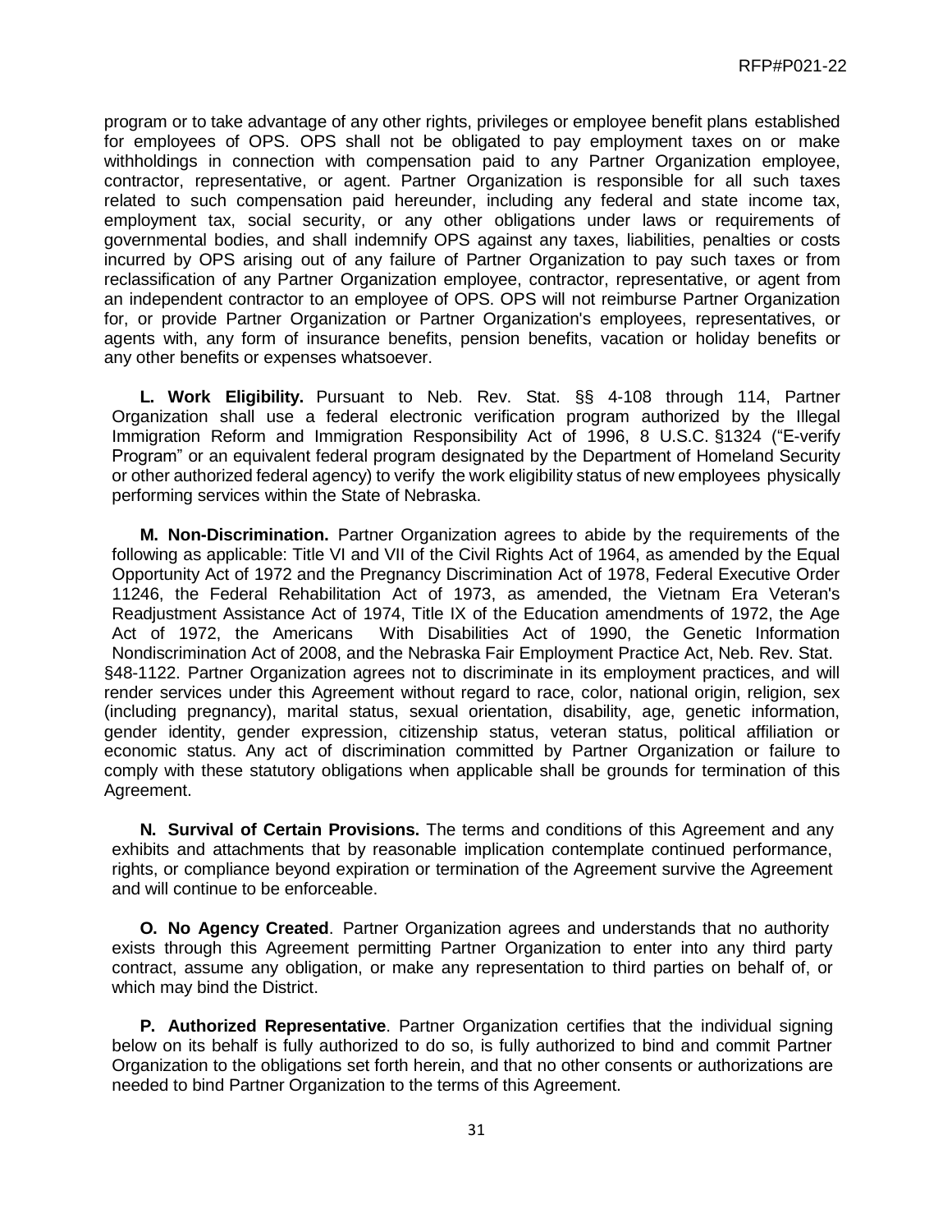program or to take advantage of any other rights, privileges or employee benefit plans established for employees of OPS. OPS shall not be obligated to pay employment taxes on or make withholdings in connection with compensation paid to any Partner Organization employee, contractor, representative, or agent. Partner Organization is responsible for all such taxes related to such compensation paid hereunder, including any federal and state income tax, employment tax, social security, or any other obligations under laws or requirements of governmental bodies, and shall indemnify OPS against any taxes, liabilities, penalties or costs incurred by OPS arising out of any failure of Partner Organization to pay such taxes or from reclassification of any Partner Organization employee, contractor, representative, or agent from an independent contractor to an employee of OPS. OPS will not reimburse Partner Organization for, or provide Partner Organization or Partner Organization's employees, representatives, or agents with, any form of insurance benefits, pension benefits, vacation or holiday benefits or any other benefits or expenses whatsoever.

**L. Work Eligibility.** Pursuant to Neb. Rev. Stat. §§ 4-108 through 114, Partner Organization shall use a federal electronic verification program authorized by the Illegal Immigration Reform and Immigration Responsibility Act of 1996, 8 U.S.C. §1324 ("E-verify Program" or an equivalent federal program designated by the Department of Homeland Security or other authorized federal agency) to verify the work eligibility status of new employees physically performing services within the State of Nebraska.

**M. Non-Discrimination.** Partner Organization agrees to abide by the requirements of the following as applicable: Title VI and VII of the Civil Rights Act of 1964, as amended by the Equal Opportunity Act of 1972 and the Pregnancy Discrimination Act of 1978, Federal Executive Order 11246, the Federal Rehabilitation Act of 1973, as amended, the Vietnam Era Veteran's Readjustment Assistance Act of 1974, Title IX of the Education amendments of 1972, the Age Act of 1972, the Americans With Disabilities Act of 1990, the Genetic Information Nondiscrimination Act of 2008, and the Nebraska Fair Employment Practice Act, Neb. Rev. Stat. §48-1122. Partner Organization agrees not to discriminate in its employment practices, and will render services under this Agreement without regard to race, color, national origin, religion, sex (including pregnancy), marital status, sexual orientation, disability, age, genetic information, gender identity, gender expression, citizenship status, veteran status, political affiliation or economic status. Any act of discrimination committed by Partner Organization or failure to comply with these statutory obligations when applicable shall be grounds for termination of this Agreement.

**N. Survival of Certain Provisions.** The terms and conditions of this Agreement and any exhibits and attachments that by reasonable implication contemplate continued performance, rights, or compliance beyond expiration or termination of the Agreement survive the Agreement and will continue to be enforceable.

**O. No Agency Created**. Partner Organization agrees and understands that no authority exists through this Agreement permitting Partner Organization to enter into any third party contract, assume any obligation, or make any representation to third parties on behalf of, or which may bind the District.

**P. Authorized Representative**. Partner Organization certifies that the individual signing below on its behalf is fully authorized to do so, is fully authorized to bind and commit Partner Organization to the obligations set forth herein, and that no other consents or authorizations are needed to bind Partner Organization to the terms of this Agreement.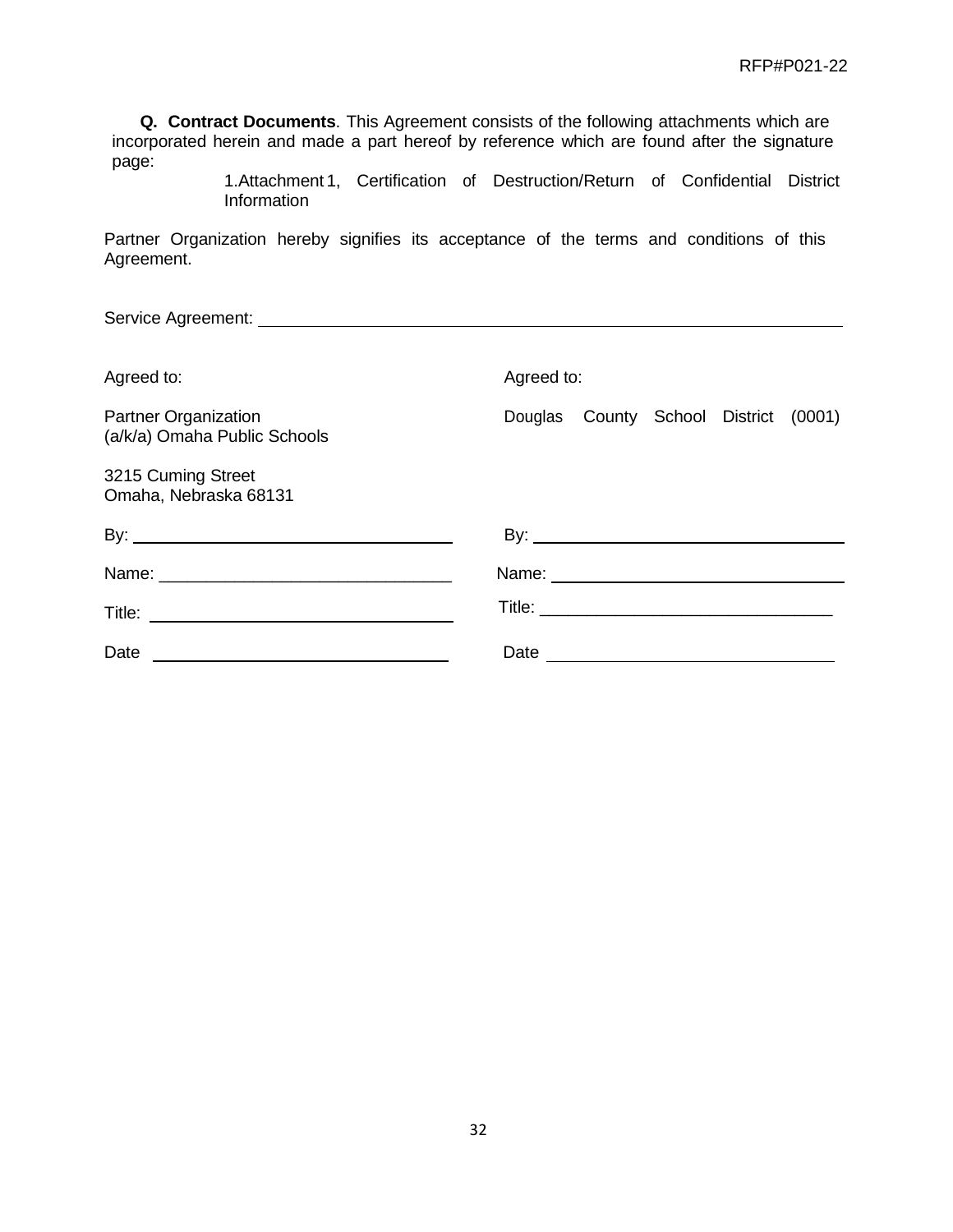**Q. Contract Documents**. This Agreement consists of the following attachments which are incorporated herein and made a part hereof by reference which are found after the signature page:

1. Attachment 1, Certification of Destruction/Return of Confidential District Information

Partner Organization hereby signifies its acceptance of the terms and conditions of this Agreement.

Service Agreement: ______________________________________________________________

| Agreed to: | Agreed to: |
|---|---|
| Partner Organization<br>(a/k/a) Omaha Public Schools | Douglas County School District (0001) |
| 3215 Cuming Street<br>Omaha, Nebraska 68131 | |
| By: ________________________________ | By: ________________________________ |
| Name: ______________________________ | Name: ______________________________ |
| Title: ______________________________ | Title: ______________________________ |
| Date ______________________________ | Date ______________________________ |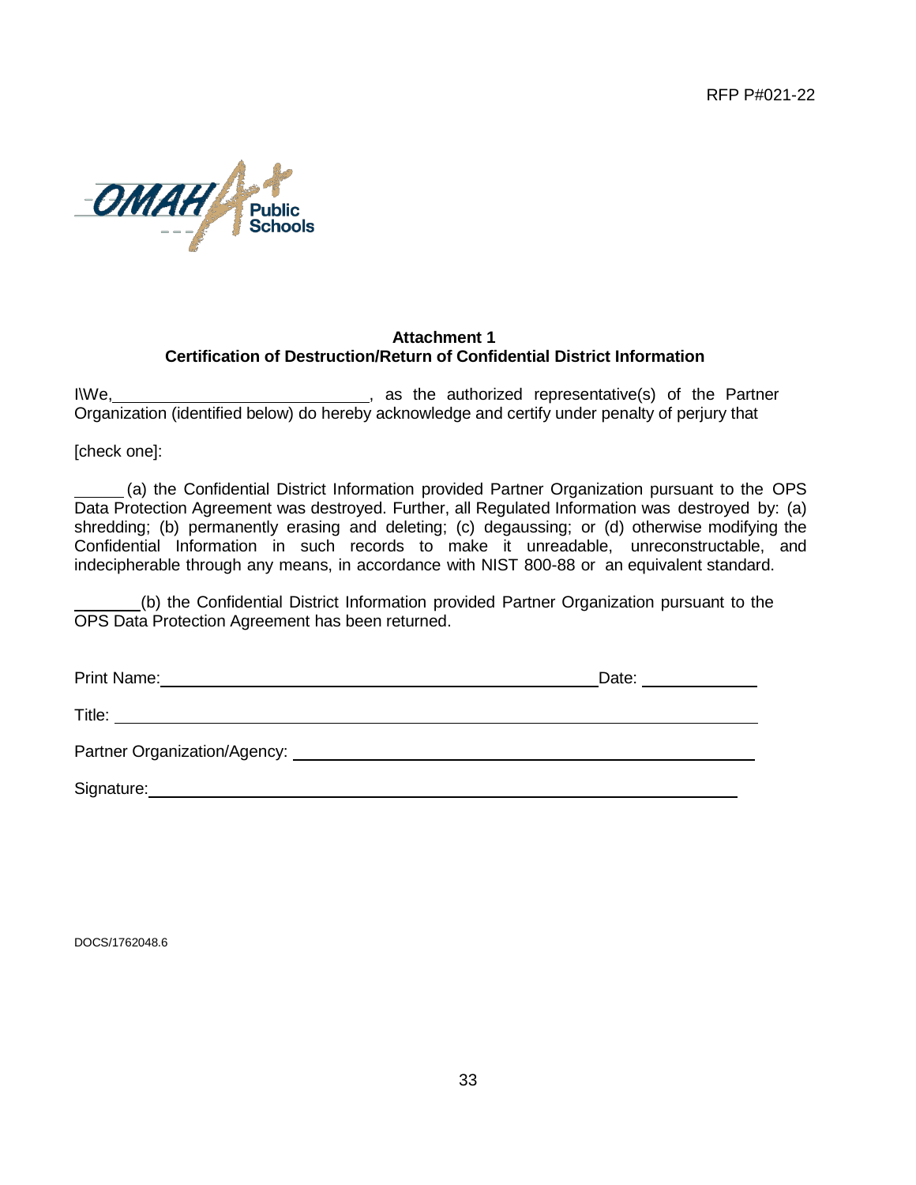**Attachment 1**
**Certification of Destruction/Return of Confidential District Information**

I\We,\_\_\_\_\_\_\_\_\_\_\_\_\_\_\_\_\_\_\_\_\_\_\_\_\_\_\_\_\_, as the authorized representative(s) of the Partner Organization (identified below) do hereby acknowledge and certify under penalty of perjury that

[check one]:

\_\_\_\_\_\_ (a) the Confidential District Information provided Partner Organization pursuant to the OPS Data Protection Agreement was destroyed. Further, all Regulated Information was destroyed by: (a) shredding; (b) permanently erasing and deleting; (c) degaussing; or (d) otherwise modifying the Confidential Information in such records to make it unreadable, unreconstructable, and indecipherable through any means, in accordance with NIST 800-88 or an equivalent standard.

\_\_\_\_\_\_\_\_(b) the Confidential District Information provided Partner Organization pursuant to the OPS Data Protection Agreement has been returned.

Print Name:\_\_\_\_\_\_\_\_\_\_\_\_\_\_\_\_\_\_\_\_\_\_\_\_\_\_\_\_\_\_\_\_\_\_\_\_\_\_\_\_\_\_\_\_\_\_\_\_\_\_\_\_Date: \_\_\_\_\_\_\_\_\_\_\_\_\_\_

Title: \_\_\_\_\_\_\_\_\_\_\_\_\_\_\_\_\_\_\_\_\_\_\_\_\_\_\_\_\_\_\_\_\_\_\_\_\_\_\_\_\_\_\_\_\_\_\_\_\_\_\_\_\_\_\_\_\_\_\_\_\_\_\_\_\_\_\_\_\_\_

Partner Organization/Agency: \_\_\_\_\_\_\_\_\_\_\_\_\_\_\_\_\_\_\_\_\_\_\_\_\_\_\_\_\_\_\_\_\_\_\_\_\_\_\_\_\_\_\_\_\_\_\_\_\_\_\_\_\_

Signature:\_\_\_\_\_\_\_\_\_\_\_\_\_\_\_\_\_\_\_\_\_\_\_\_\_\_\_\_\_\_\_\_\_\_\_\_\_\_\_\_\_\_\_\_\_\_\_\_\_\_\_\_\_\_\_\_\_\_\_\_\_\_\_\_\_\_\_

DOCS/1762048.6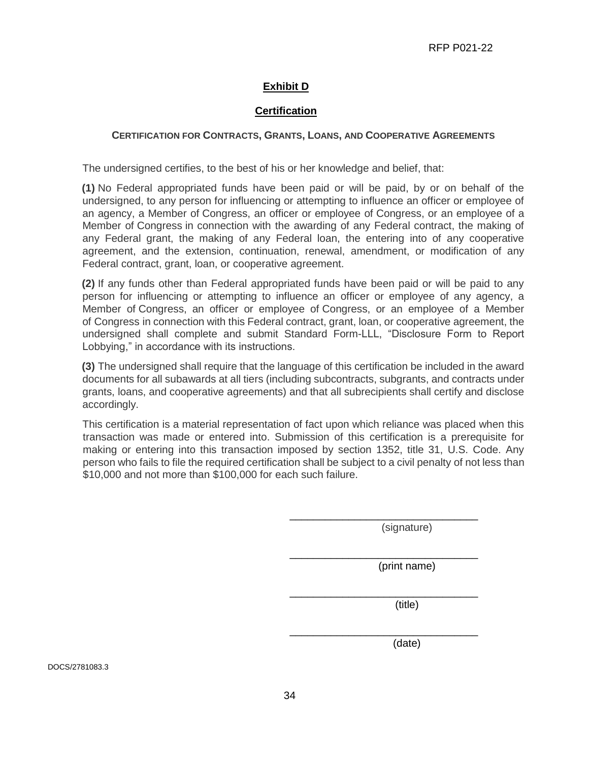## Exhibit D

## Certification

### CERTIFICATION FOR CONTRACTS, GRANTS, LOANS, AND COOPERATIVE AGREEMENTS

The undersigned certifies, to the best of his or her knowledge and belief, that:

**(1)** No Federal appropriated funds have been paid or will be paid, by or on behalf of the undersigned, to any person for influencing or attempting to influence an officer or employee of an agency, a Member of Congress, an officer or employee of Congress, or an employee of a Member of Congress in connection with the awarding of any Federal contract, the making of any Federal grant, the making of any Federal loan, the entering into of any cooperative agreement, and the extension, continuation, renewal, amendment, or modification of any Federal contract, grant, loan, or cooperative agreement.

**(2)** If any funds other than Federal appropriated funds have been paid or will be paid to any person for influencing or attempting to influence an officer or employee of any agency, a Member of Congress, an officer or employee of Congress, or an employee of a Member of Congress in connection with this Federal contract, grant, loan, or cooperative agreement, the undersigned shall complete and submit Standard Form-LLL, "Disclosure Form to Report Lobbying," in accordance with its instructions.

**(3)** The undersigned shall require that the language of this certification be included in the award documents for all subawards at all tiers (including subcontracts, subgrants, and contracts under grants, loans, and cooperative agreements) and that all subrecipients shall certify and disclose accordingly.

This certification is a material representation of fact upon which reliance was placed when this transaction was made or entered into. Submission of this certification is a prerequisite for making or entering into this transaction imposed by section 1352, title 31, U.S. Code. Any person who fails to file the required certification shall be subject to a civil penalty of not less than $10,000 and not more than $100,000 for each such failure.

________________________________
(signature)

________________________________
(print name)

________________________________
(title)

________________________________
(date)

DOCS/2781083.3